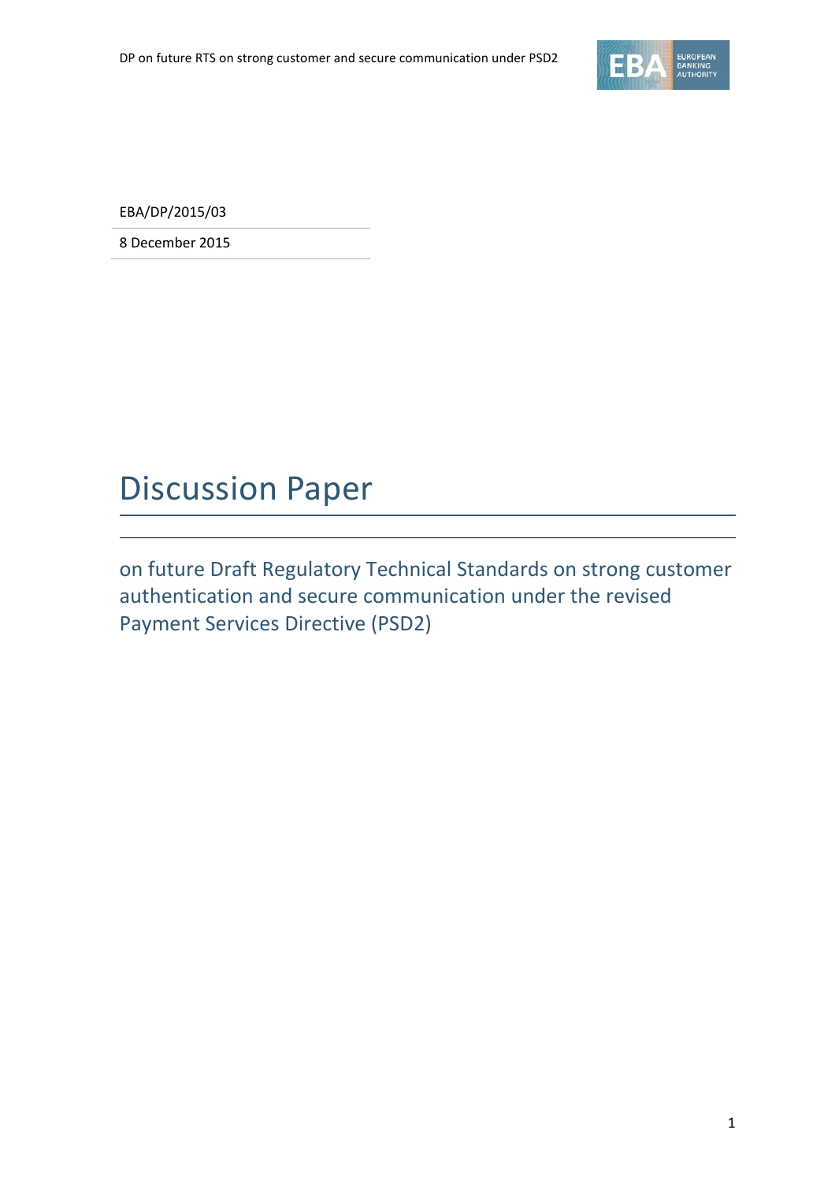EBA/DP/2015/03

8 December 2015

# Discussion Paper

## on future Draft Regulatory Technical Standards on strong customer authentication and secure communication under the revised Payment Services Directive (PSD2)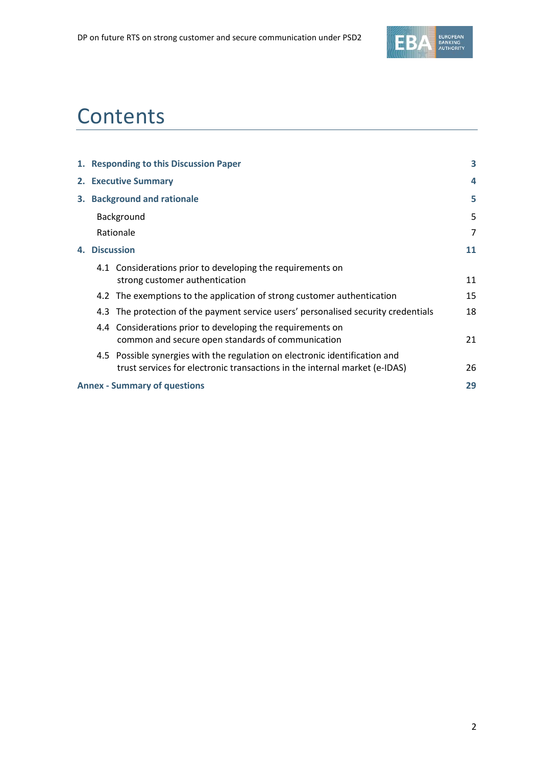# Contents

| | |
|---|---|
| **1. Responding to this Discussion Paper** | **3** |
| **2. Executive Summary** | **4** |
| **3. Background and rationale** | **5** |
| Background | 5 |
| Rationale | 7 |
| **4. Discussion** | **11** |
| 4.1 Considerations prior to developing the requirements on strong customer authentication | 11 |
| 4.2 The exemptions to the application of strong customer authentication | 15 |
| 4.3 The protection of the payment service users' personalised security credentials | 18 |
| 4.4 Considerations prior to developing the requirements on common and secure open standards of communication | 21 |
| 4.5 Possible synergies with the regulation on electronic identification and trust services for electronic transactions in the internal market (e-IDAS) | 26 |
| **Annex - Summary of questions** | **29** |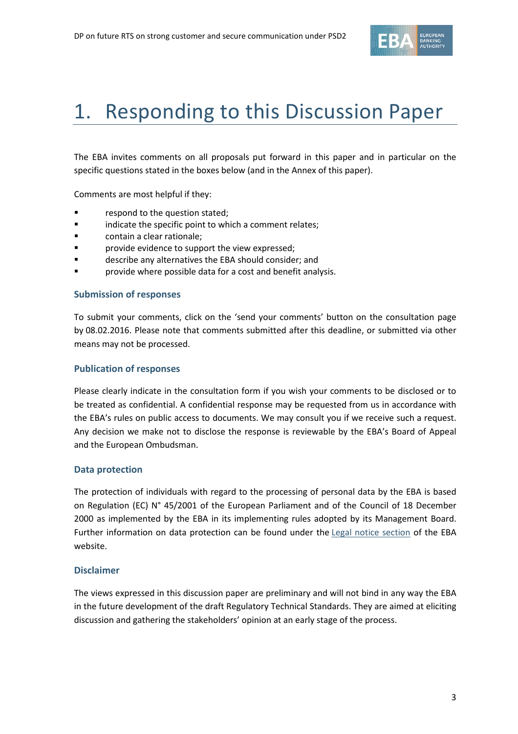# 1. Responding to this Discussion Paper

The EBA invites comments on all proposals put forward in this paper and in particular on the specific questions stated in the boxes below (and in the Annex of this paper).

Comments are most helpful if they:

- respond to the question stated;
- indicate the specific point to which a comment relates;
- contain a clear rationale;
- provide evidence to support the view expressed;
- describe any alternatives the EBA should consider; and
- provide where possible data for a cost and benefit analysis.

### Submission of responses

To submit your comments, click on the 'send your comments' button on the consultation page by 08.02.2016. Please note that comments submitted after this deadline, or submitted via other means may not be processed.

### Publication of responses

Please clearly indicate in the consultation form if you wish your comments to be disclosed or to be treated as confidential. A confidential response may be requested from us in accordance with the EBA's rules on public access to documents. We may consult you if we receive such a request. Any decision we make not to disclose the response is reviewable by the EBA's Board of Appeal and the European Ombudsman.

### Data protection

The protection of individuals with regard to the processing of personal data by the EBA is based on Regulation (EC) N° 45/2001 of the European Parliament and of the Council of 18 December 2000 as implemented by the EBA in its implementing rules adopted by its Management Board. Further information on data protection can be found under the Legal notice section of the EBA website.

### Disclaimer

The views expressed in this discussion paper are preliminary and will not bind in any way the EBA in the future development of the draft Regulatory Technical Standards. They are aimed at eliciting discussion and gathering the stakeholders' opinion at an early stage of the process.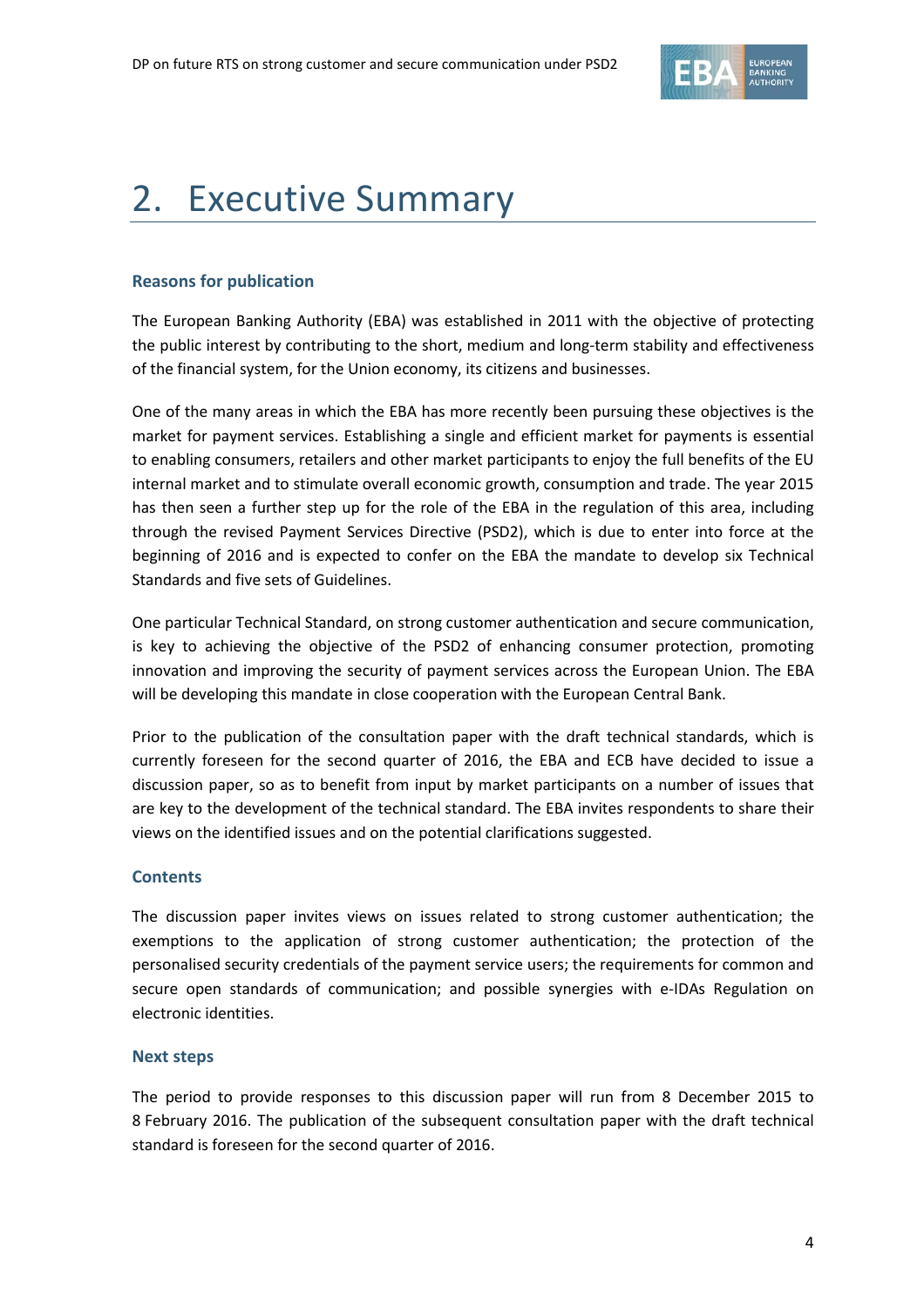# 2. Executive Summary

### Reasons for publication

The European Banking Authority (EBA) was established in 2011 with the objective of protecting the public interest by contributing to the short, medium and long-term stability and effectiveness of the financial system, for the Union economy, its citizens and businesses.

One of the many areas in which the EBA has more recently been pursuing these objectives is the market for payment services. Establishing a single and efficient market for payments is essential to enabling consumers, retailers and other market participants to enjoy the full benefits of the EU internal market and to stimulate overall economic growth, consumption and trade. The year 2015 has then seen a further step up for the role of the EBA in the regulation of this area, including through the revised Payment Services Directive (PSD2), which is due to enter into force at the beginning of 2016 and is expected to confer on the EBA the mandate to develop six Technical Standards and five sets of Guidelines.

One particular Technical Standard, on strong customer authentication and secure communication, is key to achieving the objective of the PSD2 of enhancing consumer protection, promoting innovation and improving the security of payment services across the European Union. The EBA will be developing this mandate in close cooperation with the European Central Bank.

Prior to the publication of the consultation paper with the draft technical standards, which is currently foreseen for the second quarter of 2016, the EBA and ECB have decided to issue a discussion paper, so as to benefit from input by market participants on a number of issues that are key to the development of the technical standard. The EBA invites respondents to share their views on the identified issues and on the potential clarifications suggested.

### Contents

The discussion paper invites views on issues related to strong customer authentication; the exemptions to the application of strong customer authentication; the protection of the personalised security credentials of the payment service users; the requirements for common and secure open standards of communication; and possible synergies with e-IDAs Regulation on electronic identities.

### Next steps

The period to provide responses to this discussion paper will run from 8 December 2015 to 8 February 2016. The publication of the subsequent consultation paper with the draft technical standard is foreseen for the second quarter of 2016.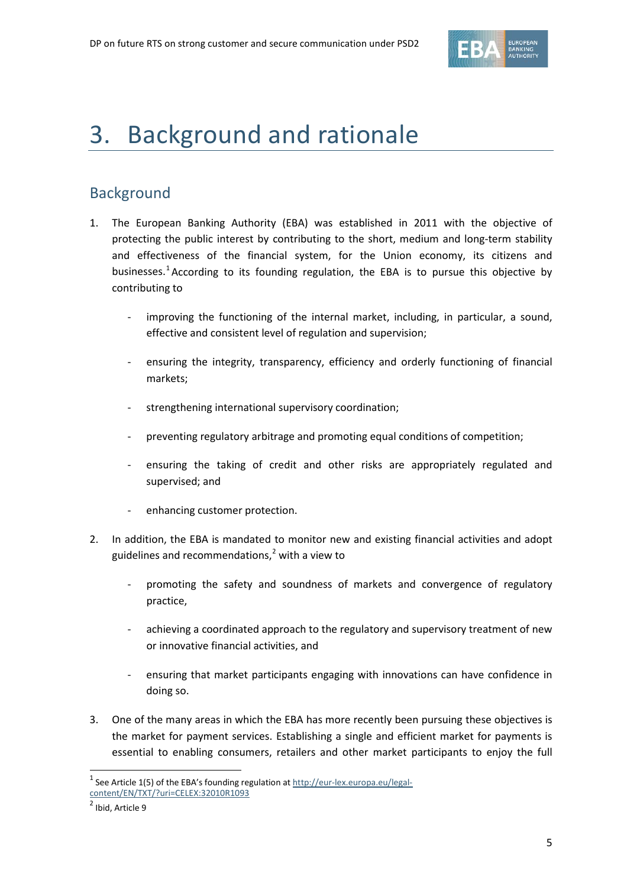# 3. Background and rationale

## Background

1. The European Banking Authority (EBA) was established in 2011 with the objective of protecting the public interest by contributing to the short, medium and long-term stability and effectiveness of the financial system, for the Union economy, its citizens and businesses.[1] According to its founding regulation, the EBA is to pursue this objective by contributing to

    - improving the functioning of the internal market, including, in particular, a sound, effective and consistent level of regulation and supervision;
    - ensuring the integrity, transparency, efficiency and orderly functioning of financial markets;
    - strengthening international supervisory coordination;
    - preventing regulatory arbitrage and promoting equal conditions of competition;
    - ensuring the taking of credit and other risks are appropriately regulated and supervised; and
    - enhancing customer protection.

2. In addition, the EBA is mandated to monitor new and existing financial activities and adopt guidelines and recommendations,[2] with a view to

    - promoting the safety and soundness of markets and convergence of regulatory practice,
    - achieving a coordinated approach to the regulatory and supervisory treatment of new or innovative financial activities, and
    - ensuring that market participants engaging with innovations can have confidence in doing so.

3. One of the many areas in which the EBA has more recently been pursuing these objectives is the market for payment services. Establishing a single and efficient market for payments is essential to enabling consumers, retailers and other market participants to enjoy the full

---

[1] See Article 1(5) of the EBA's founding regulation at http://eur-lex.europa.eu/legal-content/EN/TXT/?uri=CELEX:32010R1093

[2] Ibid, Article 9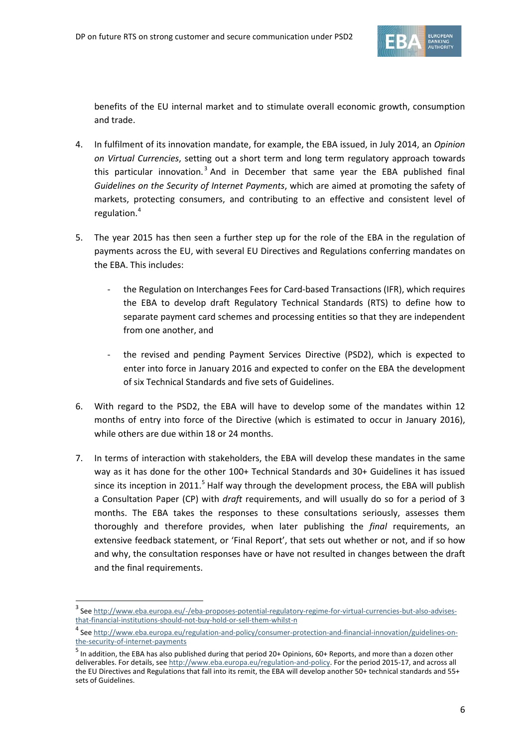benefits of the EU internal market and to stimulate overall economic growth, consumption and trade.

4. In fulfilment of its innovation mandate, for example, the EBA issued, in July 2014, an *Opinion on Virtual Currencies*, setting out a short term and long term regulatory approach towards this particular innovation.[3] And in December that same year the EBA published final *Guidelines on the Security of Internet Payments*, which are aimed at promoting the safety of markets, protecting consumers, and contributing to an effective and consistent level of regulation.[4]

5. The year 2015 has then seen a further step up for the role of the EBA in the regulation of payments across the EU, with several EU Directives and Regulations conferring mandates on the EBA. This includes:

   - the Regulation on Interchanges Fees for Card-based Transactions (IFR), which requires the EBA to develop draft Regulatory Technical Standards (RTS) to define how to separate payment card schemes and processing entities so that they are independent from one another, and

   - the revised and pending Payment Services Directive (PSD2), which is expected to enter into force in January 2016 and expected to confer on the EBA the development of six Technical Standards and five sets of Guidelines.

6. With regard to the PSD2, the EBA will have to develop some of the mandates within 12 months of entry into force of the Directive (which is estimated to occur in January 2016), while others are due within 18 or 24 months.

7. In terms of interaction with stakeholders, the EBA will develop these mandates in the same way as it has done for the other 100+ Technical Standards and 30+ Guidelines it has issued since its inception in 2011.[5] Half way through the development process, the EBA will publish a Consultation Paper (CP) with *draft* requirements, and will usually do so for a period of 3 months. The EBA takes the responses to these consultations seriously, assesses them thoroughly and therefore provides, when later publishing the *final* requirements, an extensive feedback statement, or 'Final Report', that sets out whether or not, and if so how and why, the consultation responses have or have not resulted in changes between the draft and the final requirements.

---

[3] See http://www.eba.europa.eu/-/eba-proposes-potential-regulatory-regime-for-virtual-currencies-but-also-advises-that-financial-institutions-should-not-buy-hold-or-sell-them-whilst-n

[4] See http://www.eba.europa.eu/regulation-and-policy/consumer-protection-and-financial-innovation/guidelines-on-the-security-of-internet-payments

[5] In addition, the EBA has also published during that period 20+ Opinions, 60+ Reports, and more than a dozen other deliverables. For details, see http://www.eba.europa.eu/regulation-and-policy. For the period 2015-17, and across all the EU Directives and Regulations that fall into its remit, the EBA will develop another 50+ technical standards and 55+ sets of Guidelines.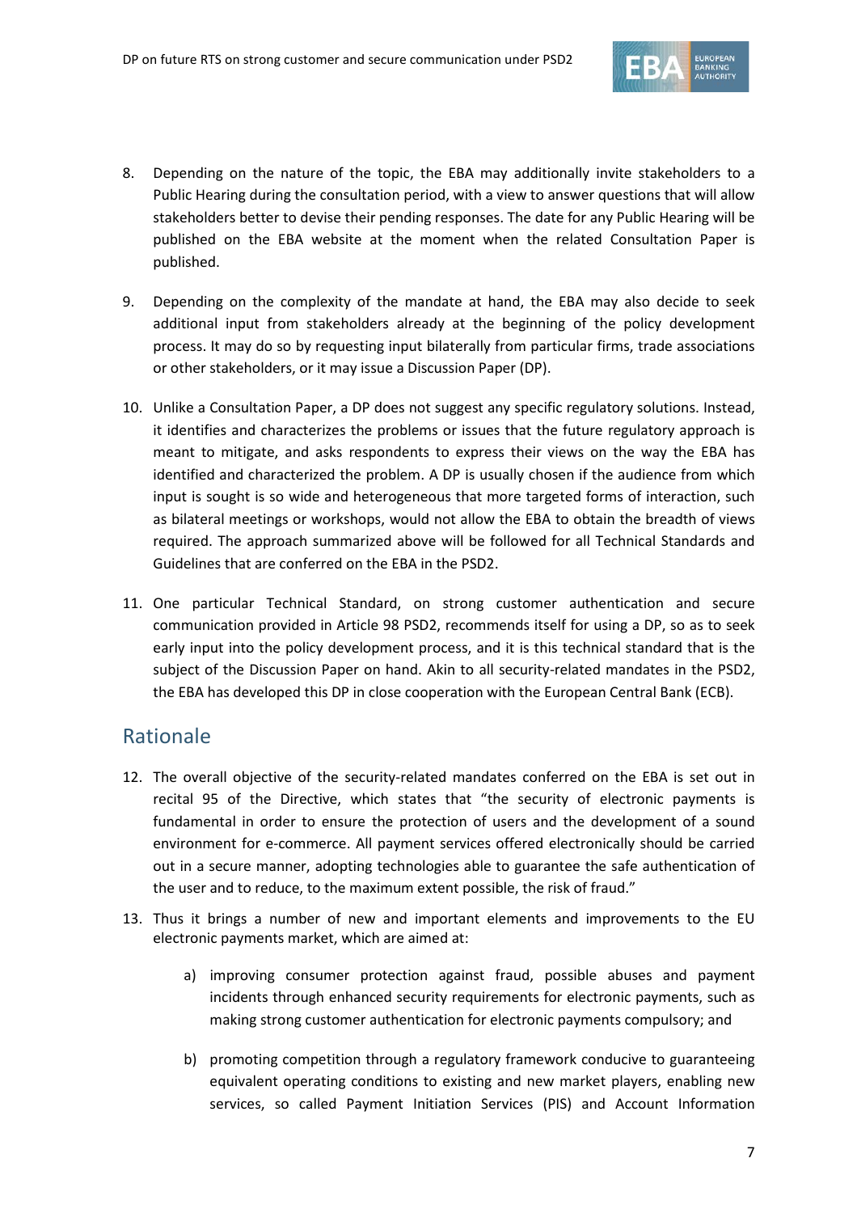8. Depending on the nature of the topic, the EBA may additionally invite stakeholders to a Public Hearing during the consultation period, with a view to answer questions that will allow stakeholders better to devise their pending responses. The date for any Public Hearing will be published on the EBA website at the moment when the related Consultation Paper is published.

9. Depending on the complexity of the mandate at hand, the EBA may also decide to seek additional input from stakeholders already at the beginning of the policy development process. It may do so by requesting input bilaterally from particular firms, trade associations or other stakeholders, or it may issue a Discussion Paper (DP).

10. Unlike a Consultation Paper, a DP does not suggest any specific regulatory solutions. Instead, it identifies and characterizes the problems or issues that the future regulatory approach is meant to mitigate, and asks respondents to express their views on the way the EBA has identified and characterized the problem. A DP is usually chosen if the audience from which input is sought is so wide and heterogeneous that more targeted forms of interaction, such as bilateral meetings or workshops, would not allow the EBA to obtain the breadth of views required. The approach summarized above will be followed for all Technical Standards and Guidelines that are conferred on the EBA in the PSD2.

11. One particular Technical Standard, on strong customer authentication and secure communication provided in Article 98 PSD2, recommends itself for using a DP, so as to seek early input into the policy development process, and it is this technical standard that is the subject of the Discussion Paper on hand. Akin to all security-related mandates in the PSD2, the EBA has developed this DP in close cooperation with the European Central Bank (ECB).

## Rationale

12. The overall objective of the security-related mandates conferred on the EBA is set out in recital 95 of the Directive, which states that "the security of electronic payments is fundamental in order to ensure the protection of users and the development of a sound environment for e-commerce. All payment services offered electronically should be carried out in a secure manner, adopting technologies able to guarantee the safe authentication of the user and to reduce, to the maximum extent possible, the risk of fraud."

13. Thus it brings a number of new and important elements and improvements to the EU electronic payments market, which are aimed at:

    a) improving consumer protection against fraud, possible abuses and payment incidents through enhanced security requirements for electronic payments, such as making strong customer authentication for electronic payments compulsory; and

    b) promoting competition through a regulatory framework conducive to guaranteeing equivalent operating conditions to existing and new market players, enabling new services, so called Payment Initiation Services (PIS) and Account Information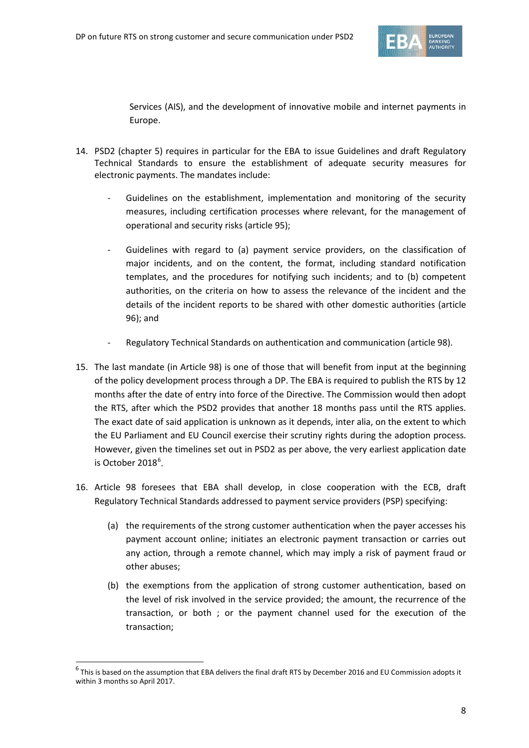Services (AIS), and the development of innovative mobile and internet payments in Europe.

14. PSD2 (chapter 5) requires in particular for the EBA to issue Guidelines and draft Regulatory Technical Standards to ensure the establishment of adequate security measures for electronic payments. The mandates include:

    - Guidelines on the establishment, implementation and monitoring of the security measures, including certification processes where relevant, for the management of operational and security risks (article 95);

    - Guidelines with regard to (a) payment service providers, on the classification of major incidents, and on the content, the format, including standard notification templates, and the procedures for notifying such incidents; and to (b) competent authorities, on the criteria on how to assess the relevance of the incident and the details of the incident reports to be shared with other domestic authorities (article 96); and

    - Regulatory Technical Standards on authentication and communication (article 98).

15. The last mandate (in Article 98) is one of those that will benefit from input at the beginning of the policy development process through a DP. The EBA is required to publish the RTS by 12 months after the date of entry into force of the Directive. The Commission would then adopt the RTS, after which the PSD2 provides that another 18 months pass until the RTS applies. The exact date of said application is unknown as it depends, inter alia, on the extent to which the EU Parliament and EU Council exercise their scrutiny rights during the adoption process. However, given the timelines set out in PSD2 as per above, the very earliest application date is October 2018[6].

16. Article 98 foresees that EBA shall develop, in close cooperation with the ECB, draft Regulatory Technical Standards addressed to payment service providers (PSP) specifying:

    (a) the requirements of the strong customer authentication when the payer accesses his payment account online; initiates an electronic payment transaction or carries out any action, through a remote channel, which may imply a risk of payment fraud or other abuses;

    (b) the exemptions from the application of strong customer authentication, based on the level of risk involved in the service provided; the amount, the recurrence of the transaction, or both ; or the payment channel used for the execution of the transaction;

[6] This is based on the assumption that EBA delivers the final draft RTS by December 2016 and EU Commission adopts it within 3 months so April 2017.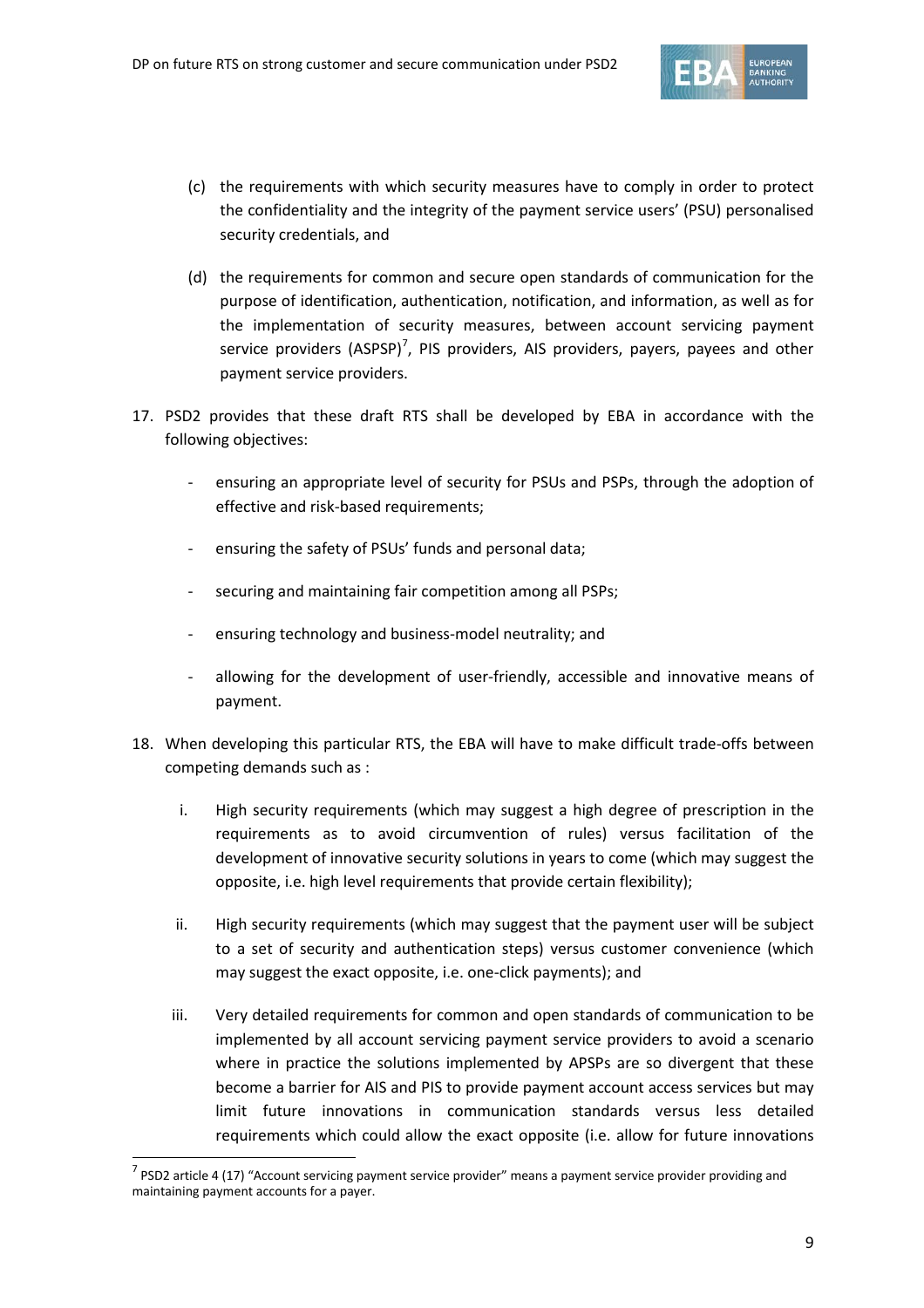(c) the requirements with which security measures have to comply in order to protect the confidentiality and the integrity of the payment service users' (PSU) personalised security credentials, and

(d) the requirements for common and secure open standards of communication for the purpose of identification, authentication, notification, and information, as well as for the implementation of security measures, between account servicing payment service providers (ASPSP)[7], PIS providers, AIS providers, payers, payees and other payment service providers.

17. PSD2 provides that these draft RTS shall be developed by EBA in accordance with the following objectives:

    - ensuring an appropriate level of security for PSUs and PSPs, through the adoption of effective and risk-based requirements;
    - ensuring the safety of PSUs' funds and personal data;
    - securing and maintaining fair competition among all PSPs;
    - ensuring technology and business-model neutrality; and
    - allowing for the development of user-friendly, accessible and innovative means of payment.

18. When developing this particular RTS, the EBA will have to make difficult trade-offs between competing demands such as :

    i. High security requirements (which may suggest a high degree of prescription in the requirements as to avoid circumvention of rules) versus facilitation of the development of innovative security solutions in years to come (which may suggest the opposite, i.e. high level requirements that provide certain flexibility);

    ii. High security requirements (which may suggest that the payment user will be subject to a set of security and authentication steps) versus customer convenience (which may suggest the exact opposite, i.e. one-click payments); and

    iii. Very detailed requirements for common and open standards of communication to be implemented by all account servicing payment service providers to avoid a scenario where in practice the solutions implemented by APSPs are so divergent that these become a barrier for AIS and PIS to provide payment account access services but may limit future innovations in communication standards versus less detailed requirements which could allow the exact opposite (i.e. allow for future innovations

[7] PSD2 article 4 (17) "Account servicing payment service provider" means a payment service provider providing and maintaining payment accounts for a payer.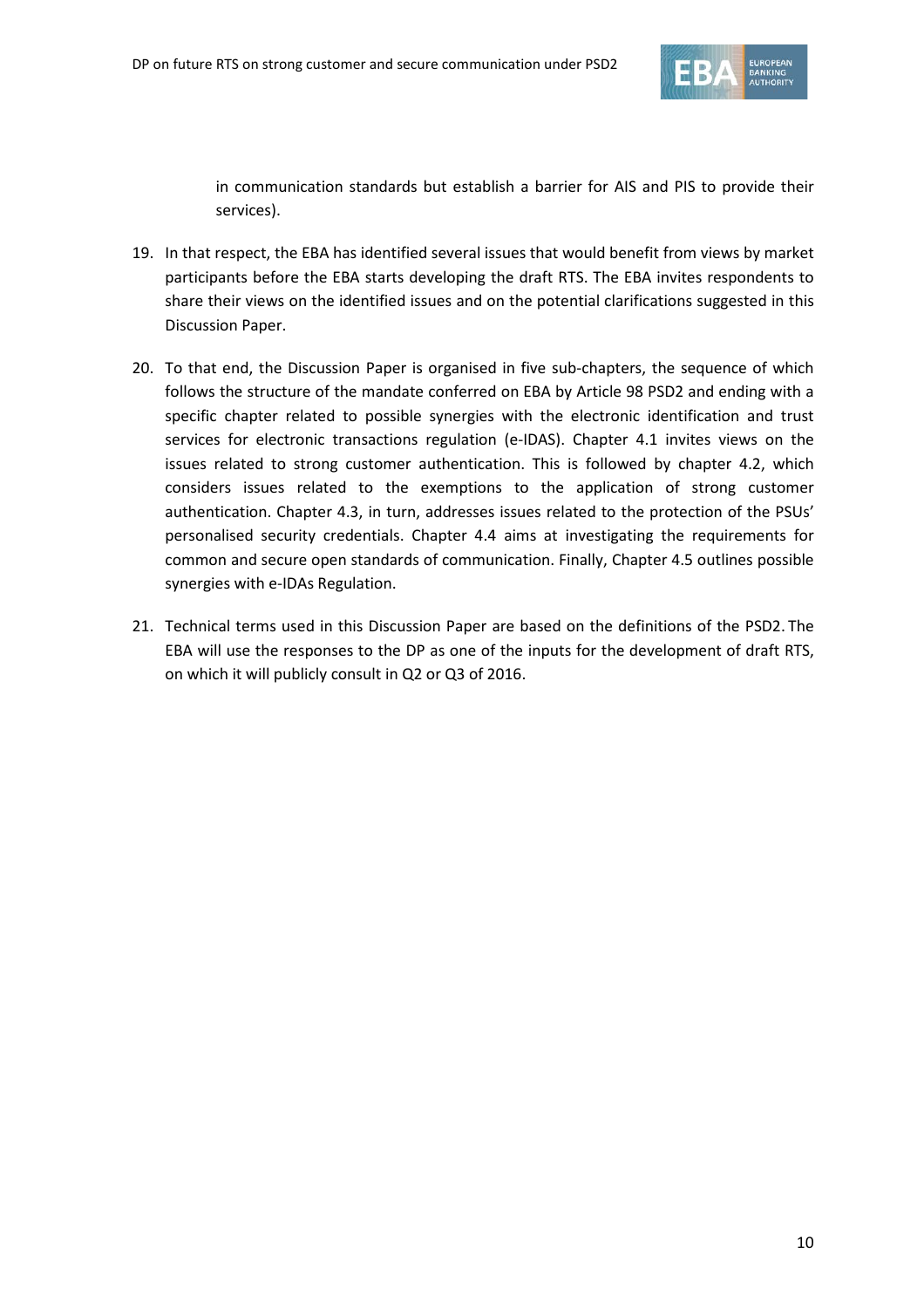in communication standards but establish a barrier for AIS and PIS to provide their services).

19. In that respect, the EBA has identified several issues that would benefit from views by market participants before the EBA starts developing the draft RTS. The EBA invites respondents to share their views on the identified issues and on the potential clarifications suggested in this Discussion Paper.

20. To that end, the Discussion Paper is organised in five sub-chapters, the sequence of which follows the structure of the mandate conferred on EBA by Article 98 PSD2 and ending with a specific chapter related to possible synergies with the electronic identification and trust services for electronic transactions regulation (e-IDAS). Chapter 4.1 invites views on the issues related to strong customer authentication. This is followed by chapter 4.2, which considers issues related to the exemptions to the application of strong customer authentication. Chapter 4.3, in turn, addresses issues related to the protection of the PSUs' personalised security credentials. Chapter 4.4 aims at investigating the requirements for common and secure open standards of communication. Finally, Chapter 4.5 outlines possible synergies with e-IDAs Regulation.

21. Technical terms used in this Discussion Paper are based on the definitions of the PSD2. The EBA will use the responses to the DP as one of the inputs for the development of draft RTS, on which it will publicly consult in Q2 or Q3 of 2016.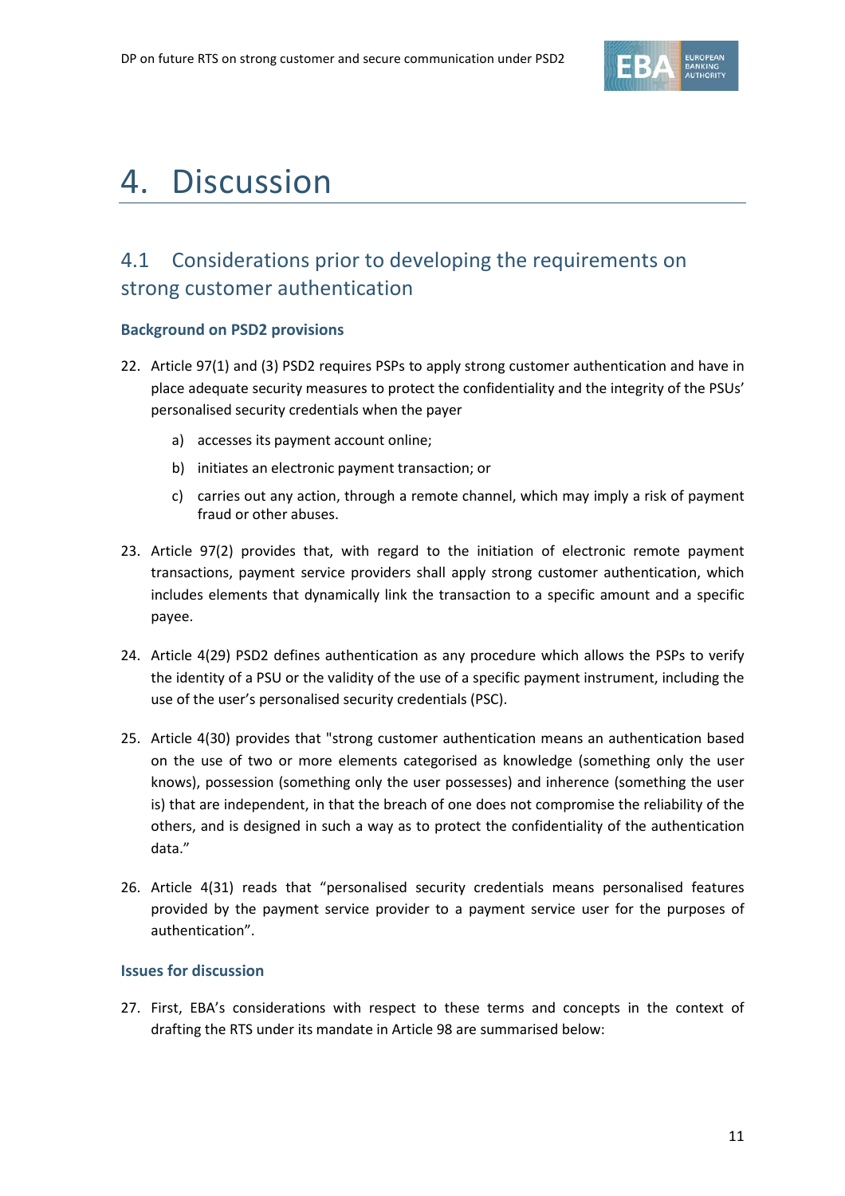# 4. Discussion

## 4.1 Considerations prior to developing the requirements on strong customer authentication

### Background on PSD2 provisions

22. Article 97(1) and (3) PSD2 requires PSPs to apply strong customer authentication and have in place adequate security measures to protect the confidentiality and the integrity of the PSUs' personalised security credentials when the payer

    a) accesses its payment account online;

    b) initiates an electronic payment transaction; or

    c) carries out any action, through a remote channel, which may imply a risk of payment fraud or other abuses.

23. Article 97(2) provides that, with regard to the initiation of electronic remote payment transactions, payment service providers shall apply strong customer authentication, which includes elements that dynamically link the transaction to a specific amount and a specific payee.

24. Article 4(29) PSD2 defines authentication as any procedure which allows the PSPs to verify the identity of a PSU or the validity of the use of a specific payment instrument, including the use of the user's personalised security credentials (PSC).

25. Article 4(30) provides that "strong customer authentication means an authentication based on the use of two or more elements categorised as knowledge (something only the user knows), possession (something only the user possesses) and inherence (something the user is) that are independent, in that the breach of one does not compromise the reliability of the others, and is designed in such a way as to protect the confidentiality of the authentication data."

26. Article 4(31) reads that "personalised security credentials means personalised features provided by the payment service provider to a payment service user for the purposes of authentication".

### Issues for discussion

27. First, EBA's considerations with respect to these terms and concepts in the context of drafting the RTS under its mandate in Article 98 are summarised below: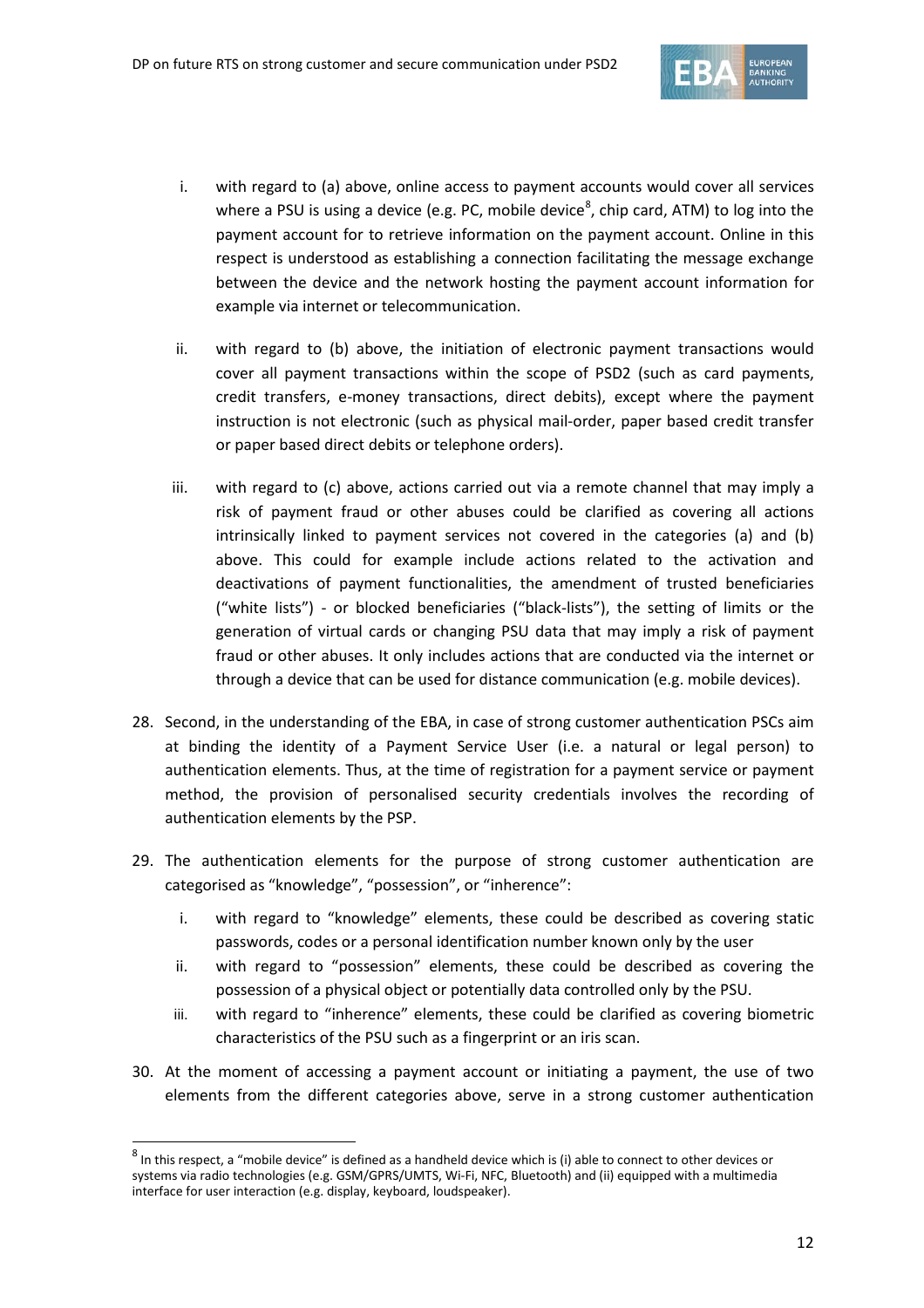i. with regard to (a) above, online access to payment accounts would cover all services where a PSU is using a device (e.g. PC, mobile device[8], chip card, ATM) to log into the payment account for to retrieve information on the payment account. Online in this respect is understood as establishing a connection facilitating the message exchange between the device and the network hosting the payment account information for example via internet or telecommunication.

ii. with regard to (b) above, the initiation of electronic payment transactions would cover all payment transactions within the scope of PSD2 (such as card payments, credit transfers, e-money transactions, direct debits), except where the payment instruction is not electronic (such as physical mail-order, paper based credit transfer or paper based direct debits or telephone orders).

iii. with regard to (c) above, actions carried out via a remote channel that may imply a risk of payment fraud or other abuses could be clarified as covering all actions intrinsically linked to payment services not covered in the categories (a) and (b) above. This could for example include actions related to the activation and deactivations of payment functionalities, the amendment of trusted beneficiaries ("white lists") - or blocked beneficiaries ("black-lists"), the setting of limits or the generation of virtual cards or changing PSU data that may imply a risk of payment fraud or other abuses. It only includes actions that are conducted via the internet or through a device that can be used for distance communication (e.g. mobile devices).

28. Second, in the understanding of the EBA, in case of strong customer authentication PSCs aim at binding the identity of a Payment Service User (i.e. a natural or legal person) to authentication elements. Thus, at the time of registration for a payment service or payment method, the provision of personalised security credentials involves the recording of authentication elements by the PSP.

29. The authentication elements for the purpose of strong customer authentication are categorised as "knowledge", "possession", or "inherence":

    i. with regard to "knowledge" elements, these could be described as covering static passwords, codes or a personal identification number known only by the user
    ii. with regard to "possession" elements, these could be described as covering the possession of a physical object or potentially data controlled only by the PSU.
    iii. with regard to "inherence" elements, these could be clarified as covering biometric characteristics of the PSU such as a fingerprint or an iris scan.

30. At the moment of accessing a payment account or initiating a payment, the use of two elements from the different categories above, serve in a strong customer authentication

[8] In this respect, a "mobile device" is defined as a handheld device which is (i) able to connect to other devices or systems via radio technologies (e.g. GSM/GPRS/UMTS, Wi-Fi, NFC, Bluetooth) and (ii) equipped with a multimedia interface for user interaction (e.g. display, keyboard, loudspeaker).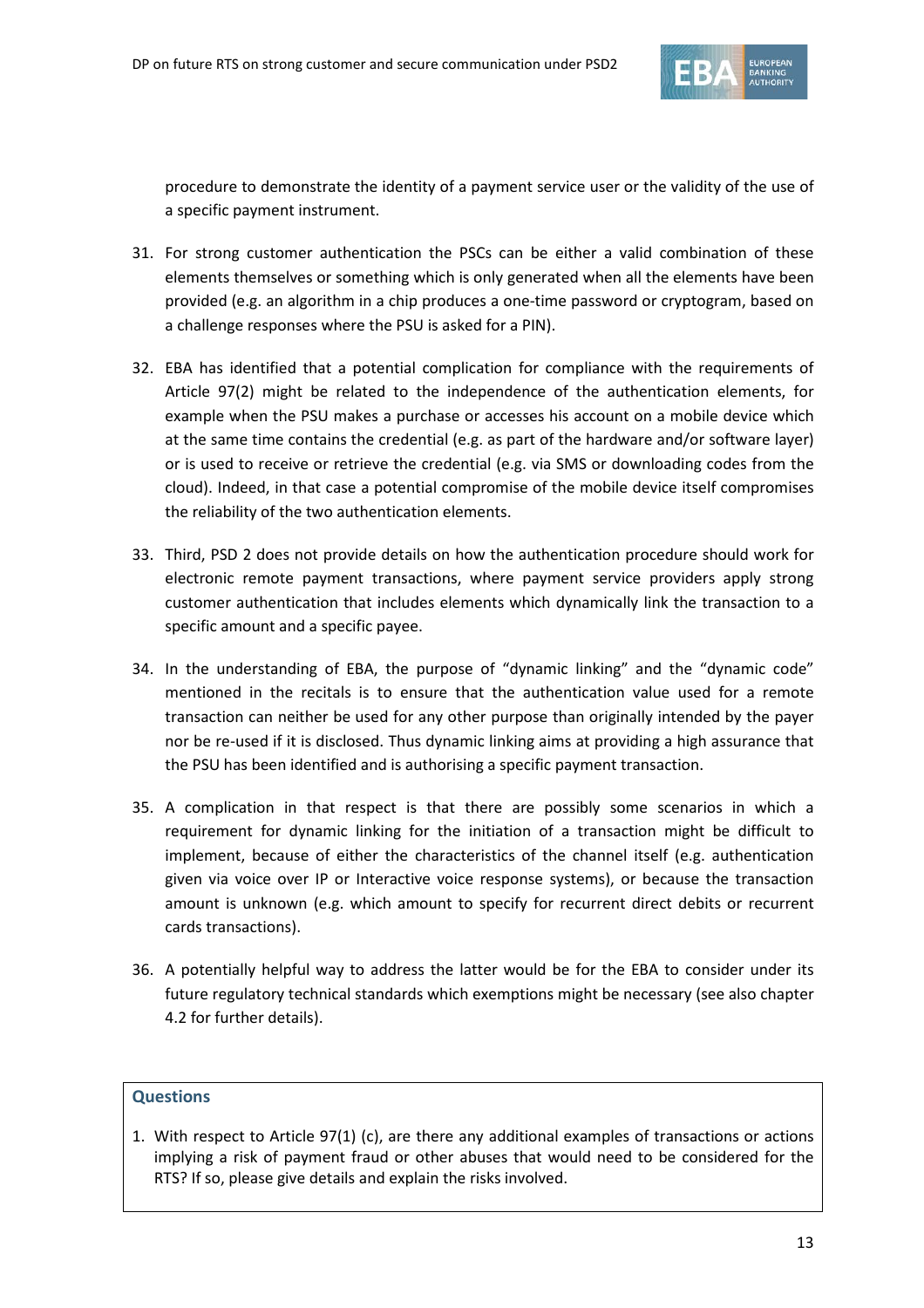procedure to demonstrate the identity of a payment service user or the validity of the use of a specific payment instrument.

31. For strong customer authentication the PSCs can be either a valid combination of these elements themselves or something which is only generated when all the elements have been provided (e.g. an algorithm in a chip produces a one-time password or cryptogram, based on a challenge responses where the PSU is asked for a PIN).

32. EBA has identified that a potential complication for compliance with the requirements of Article 97(2) might be related to the independence of the authentication elements, for example when the PSU makes a purchase or accesses his account on a mobile device which at the same time contains the credential (e.g. as part of the hardware and/or software layer) or is used to receive or retrieve the credential (e.g. via SMS or downloading codes from the cloud). Indeed, in that case a potential compromise of the mobile device itself compromises the reliability of the two authentication elements.

33. Third, PSD 2 does not provide details on how the authentication procedure should work for electronic remote payment transactions, where payment service providers apply strong customer authentication that includes elements which dynamically link the transaction to a specific amount and a specific payee.

34. In the understanding of EBA, the purpose of "dynamic linking" and the "dynamic code" mentioned in the recitals is to ensure that the authentication value used for a remote transaction can neither be used for any other purpose than originally intended by the payer nor be re-used if it is disclosed. Thus dynamic linking aims at providing a high assurance that the PSU has been identified and is authorising a specific payment transaction.

35. A complication in that respect is that there are possibly some scenarios in which a requirement for dynamic linking for the initiation of a transaction might be difficult to implement, because of either the characteristics of the channel itself (e.g. authentication given via voice over IP or Interactive voice response systems), or because the transaction amount is unknown (e.g. which amount to specify for recurrent direct debits or recurrent cards transactions).

36. A potentially helpful way to address the latter would be for the EBA to consider under its future regulatory technical standards which exemptions might be necessary (see also chapter 4.2 for further details).

**Questions**

1. With respect to Article 97(1) (c), are there any additional examples of transactions or actions implying a risk of payment fraud or other abuses that would need to be considered for the RTS? If so, please give details and explain the risks involved.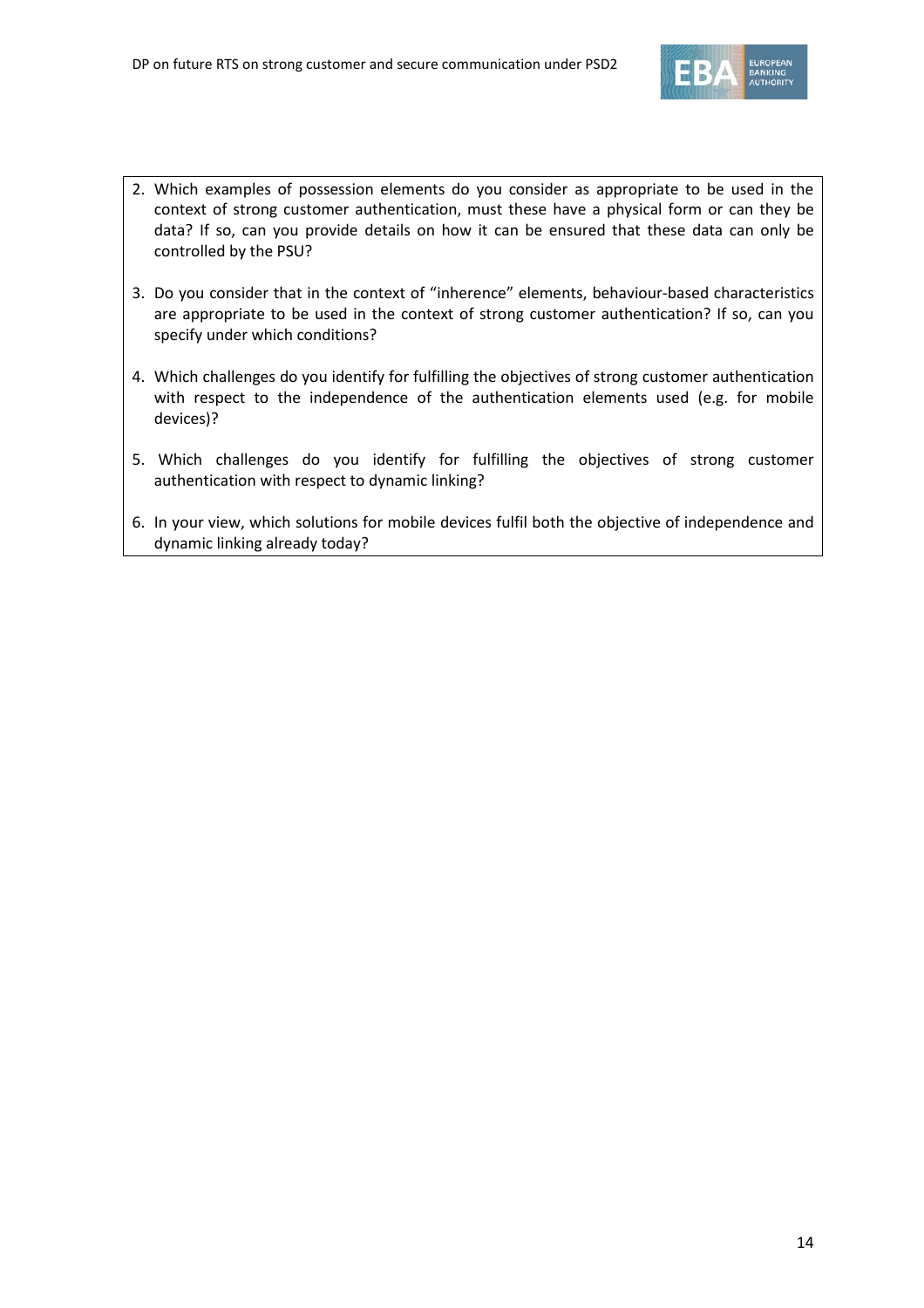2. Which examples of possession elements do you consider as appropriate to be used in the context of strong customer authentication, must these have a physical form or can they be data? If so, can you provide details on how it can be ensured that these data can only be controlled by the PSU?

3. Do you consider that in the context of "inherence" elements, behaviour-based characteristics are appropriate to be used in the context of strong customer authentication? If so, can you specify under which conditions?

4. Which challenges do you identify for fulfilling the objectives of strong customer authentication with respect to the independence of the authentication elements used (e.g. for mobile devices)?

5. Which challenges do you identify for fulfilling the objectives of strong customer authentication with respect to dynamic linking?

6. In your view, which solutions for mobile devices fulfil both the objective of independence and dynamic linking already today?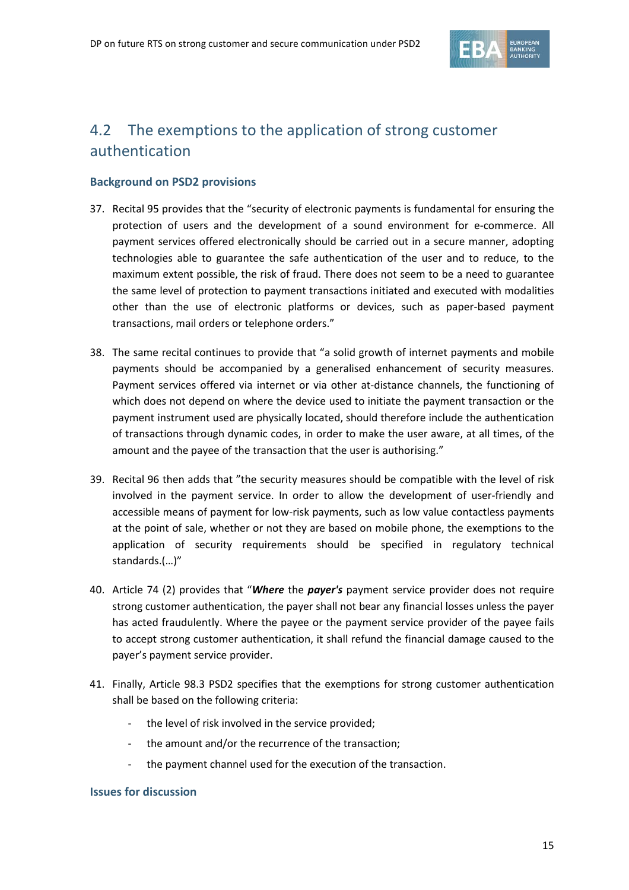## 4.2 The exemptions to the application of strong customer authentication

### Background on PSD2 provisions

37. Recital 95 provides that the "security of electronic payments is fundamental for ensuring the protection of users and the development of a sound environment for e-commerce. All payment services offered electronically should be carried out in a secure manner, adopting technologies able to guarantee the safe authentication of the user and to reduce, to the maximum extent possible, the risk of fraud. There does not seem to be a need to guarantee the same level of protection to payment transactions initiated and executed with modalities other than the use of electronic platforms or devices, such as paper-based payment transactions, mail orders or telephone orders."

38. The same recital continues to provide that "a solid growth of internet payments and mobile payments should be accompanied by a generalised enhancement of security measures. Payment services offered via internet or via other at-distance channels, the functioning of which does not depend on where the device used to initiate the payment transaction or the payment instrument used are physically located, should therefore include the authentication of transactions through dynamic codes, in order to make the user aware, at all times, of the amount and the payee of the transaction that the user is authorising."

39. Recital 96 then adds that "the security measures should be compatible with the level of risk involved in the payment service. In order to allow the development of user-friendly and accessible means of payment for low-risk payments, such as low value contactless payments at the point of sale, whether or not they are based on mobile phone, the exemptions to the application of security requirements should be specified in regulatory technical standards.(…)"

40. Article 74 (2) provides that "***Where*** the ***payer's*** payment service provider does not require strong customer authentication, the payer shall not bear any financial losses unless the payer has acted fraudulently. Where the payee or the payment service provider of the payee fails to accept strong customer authentication, it shall refund the financial damage caused to the payer's payment service provider.

41. Finally, Article 98.3 PSD2 specifies that the exemptions for strong customer authentication shall be based on the following criteria:

    - the level of risk involved in the service provided;
    - the amount and/or the recurrence of the transaction;
    - the payment channel used for the execution of the transaction.

### Issues for discussion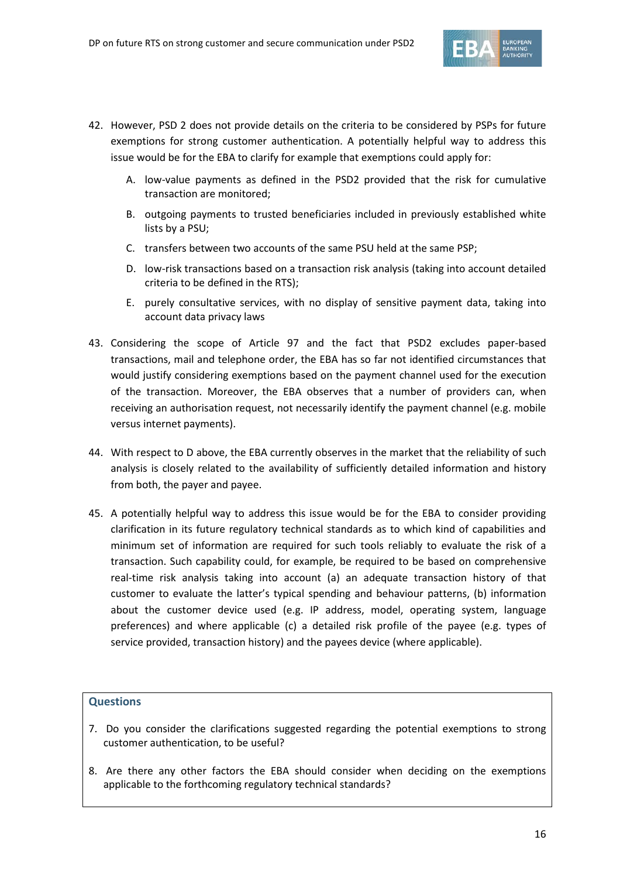42. However, PSD 2 does not provide details on the criteria to be considered by PSPs for future exemptions for strong customer authentication. A potentially helpful way to address this issue would be for the EBA to clarify for example that exemptions could apply for:

    A. low-value payments as defined in the PSD2 provided that the risk for cumulative transaction are monitored;

    B. outgoing payments to trusted beneficiaries included in previously established white lists by a PSU;

    C. transfers between two accounts of the same PSU held at the same PSP;

    D. low-risk transactions based on a transaction risk analysis (taking into account detailed criteria to be defined in the RTS);

    E. purely consultative services, with no display of sensitive payment data, taking into account data privacy laws

43. Considering the scope of Article 97 and the fact that PSD2 excludes paper-based transactions, mail and telephone order, the EBA has so far not identified circumstances that would justify considering exemptions based on the payment channel used for the execution of the transaction. Moreover, the EBA observes that a number of providers can, when receiving an authorisation request, not necessarily identify the payment channel (e.g. mobile versus internet payments).

44. With respect to D above, the EBA currently observes in the market that the reliability of such analysis is closely related to the availability of sufficiently detailed information and history from both, the payer and payee.

45. A potentially helpful way to address this issue would be for the EBA to consider providing clarification in its future regulatory technical standards as to which kind of capabilities and minimum set of information are required for such tools reliably to evaluate the risk of a transaction. Such capability could, for example, be required to be based on comprehensive real-time risk analysis taking into account (a) an adequate transaction history of that customer to evaluate the latter's typical spending and behaviour patterns, (b) information about the customer device used (e.g. IP address, model, operating system, language preferences) and where applicable (c) a detailed risk profile of the payee (e.g. types of service provided, transaction history) and the payees device (where applicable).

### Questions

7. Do you consider the clarifications suggested regarding the potential exemptions to strong customer authentication, to be useful?

8. Are there any other factors the EBA should consider when deciding on the exemptions applicable to the forthcoming regulatory technical standards?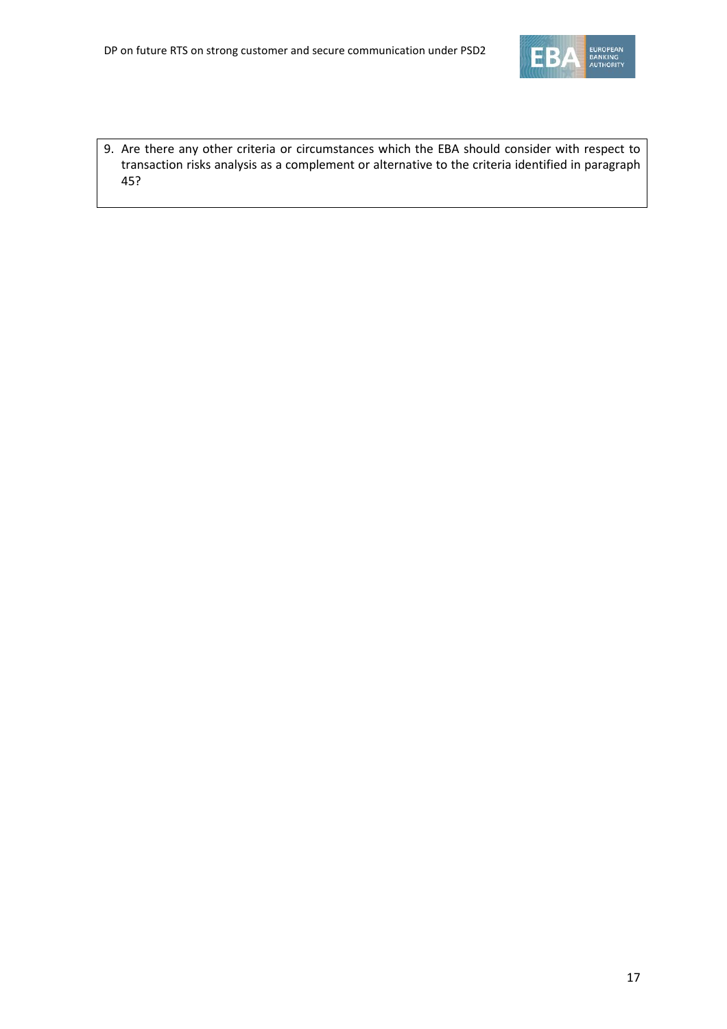9. Are there any other criteria or circumstances which the EBA should consider with respect to transaction risks analysis as a complement or alternative to the criteria identified in paragraph 45?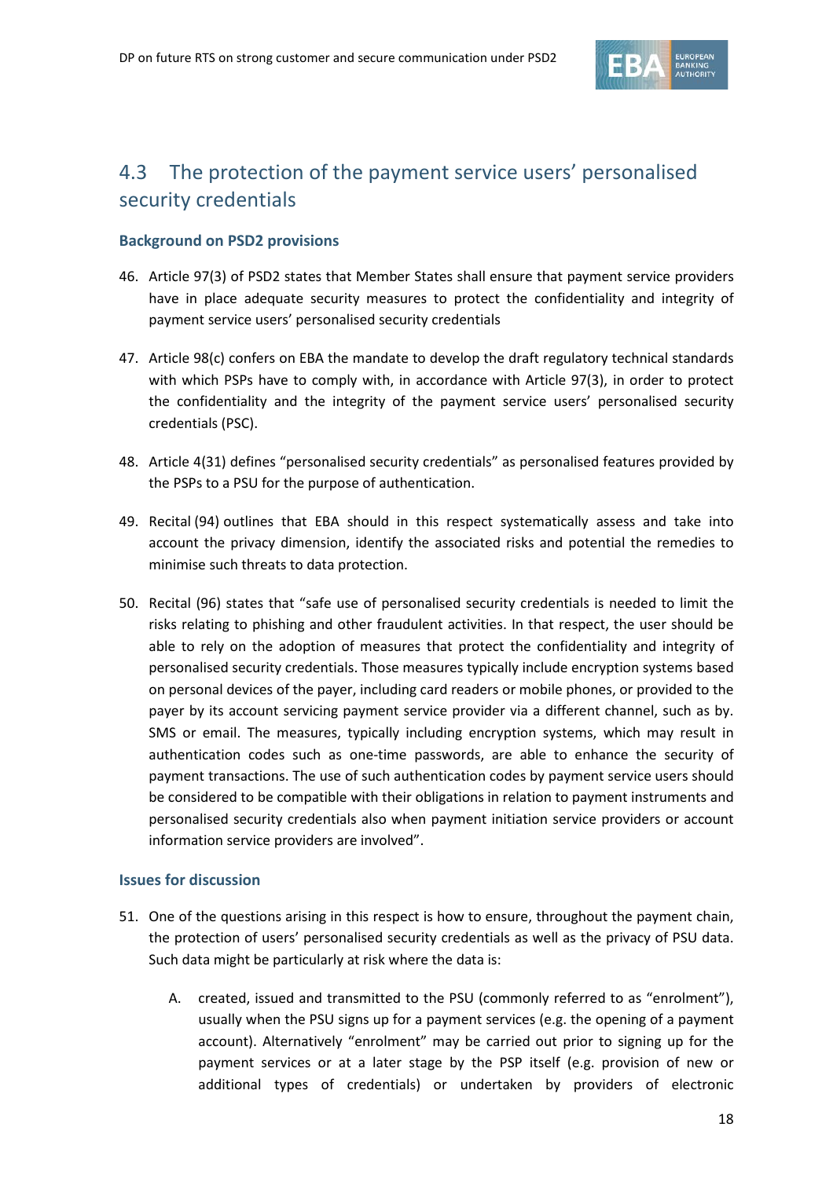## 4.3 The protection of the payment service users' personalised security credentials

### Background on PSD2 provisions

46. Article 97(3) of PSD2 states that Member States shall ensure that payment service providers have in place adequate security measures to protect the confidentiality and integrity of payment service users' personalised security credentials

47. Article 98(c) confers on EBA the mandate to develop the draft regulatory technical standards with which PSPs have to comply with, in accordance with Article 97(3), in order to protect the confidentiality and the integrity of the payment service users' personalised security credentials (PSC).

48. Article 4(31) defines "personalised security credentials" as personalised features provided by the PSPs to a PSU for the purpose of authentication.

49. Recital (94) outlines that EBA should in this respect systematically assess and take into account the privacy dimension, identify the associated risks and potential the remedies to minimise such threats to data protection.

50. Recital (96) states that "safe use of personalised security credentials is needed to limit the risks relating to phishing and other fraudulent activities. In that respect, the user should be able to rely on the adoption of measures that protect the confidentiality and integrity of personalised security credentials. Those measures typically include encryption systems based on personal devices of the payer, including card readers or mobile phones, or provided to the payer by its account servicing payment service provider via a different channel, such as by. SMS or email. The measures, typically including encryption systems, which may result in authentication codes such as one-time passwords, are able to enhance the security of payment transactions. The use of such authentication codes by payment service users should be considered to be compatible with their obligations in relation to payment instruments and personalised security credentials also when payment initiation service providers or account information service providers are involved".

### Issues for discussion

51. One of the questions arising in this respect is how to ensure, throughout the payment chain, the protection of users' personalised security credentials as well as the privacy of PSU data. Such data might be particularly at risk where the data is:

    A. created, issued and transmitted to the PSU (commonly referred to as "enrolment"), usually when the PSU signs up for a payment services (e.g. the opening of a payment account). Alternatively "enrolment" may be carried out prior to signing up for the payment services or at a later stage by the PSP itself (e.g. provision of new or additional types of credentials) or undertaken by providers of electronic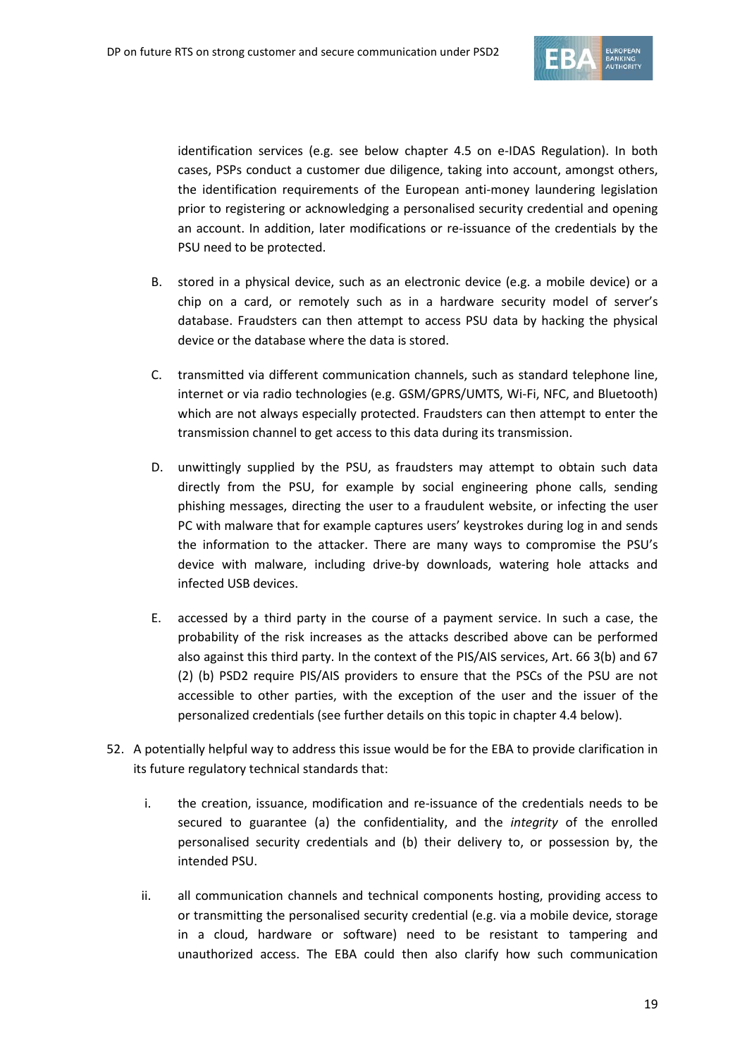identification services (e.g. see below chapter 4.5 on e-IDAS Regulation). In both cases, PSPs conduct a customer due diligence, taking into account, amongst others, the identification requirements of the European anti-money laundering legislation prior to registering or acknowledging a personalised security credential and opening an account. In addition, later modifications or re-issuance of the credentials by the PSU need to be protected.

B. stored in a physical device, such as an electronic device (e.g. a mobile device) or a chip on a card, or remotely such as in a hardware security model of server's database. Fraudsters can then attempt to access PSU data by hacking the physical device or the database where the data is stored.

C. transmitted via different communication channels, such as standard telephone line, internet or via radio technologies (e.g. GSM/GPRS/UMTS, Wi-Fi, NFC, and Bluetooth) which are not always especially protected. Fraudsters can then attempt to enter the transmission channel to get access to this data during its transmission.

D. unwittingly supplied by the PSU, as fraudsters may attempt to obtain such data directly from the PSU, for example by social engineering phone calls, sending phishing messages, directing the user to a fraudulent website, or infecting the user PC with malware that for example captures users' keystrokes during log in and sends the information to the attacker. There are many ways to compromise the PSU's device with malware, including drive-by downloads, watering hole attacks and infected USB devices.

E. accessed by a third party in the course of a payment service. In such a case, the probability of the risk increases as the attacks described above can be performed also against this third party. In the context of the PIS/AIS services, Art. 66 3(b) and 67 (2) (b) PSD2 require PIS/AIS providers to ensure that the PSCs of the PSU are not accessible to other parties, with the exception of the user and the issuer of the personalized credentials (see further details on this topic in chapter 4.4 below).

52. A potentially helpful way to address this issue would be for the EBA to provide clarification in its future regulatory technical standards that:

    i. the creation, issuance, modification and re-issuance of the credentials needs to be secured to guarantee (a) the confidentiality, and the *integrity* of the enrolled personalised security credentials and (b) their delivery to, or possession by, the intended PSU.

    ii. all communication channels and technical components hosting, providing access to or transmitting the personalised security credential (e.g. via a mobile device, storage in a cloud, hardware or software) need to be resistant to tampering and unauthorized access. The EBA could then also clarify how such communication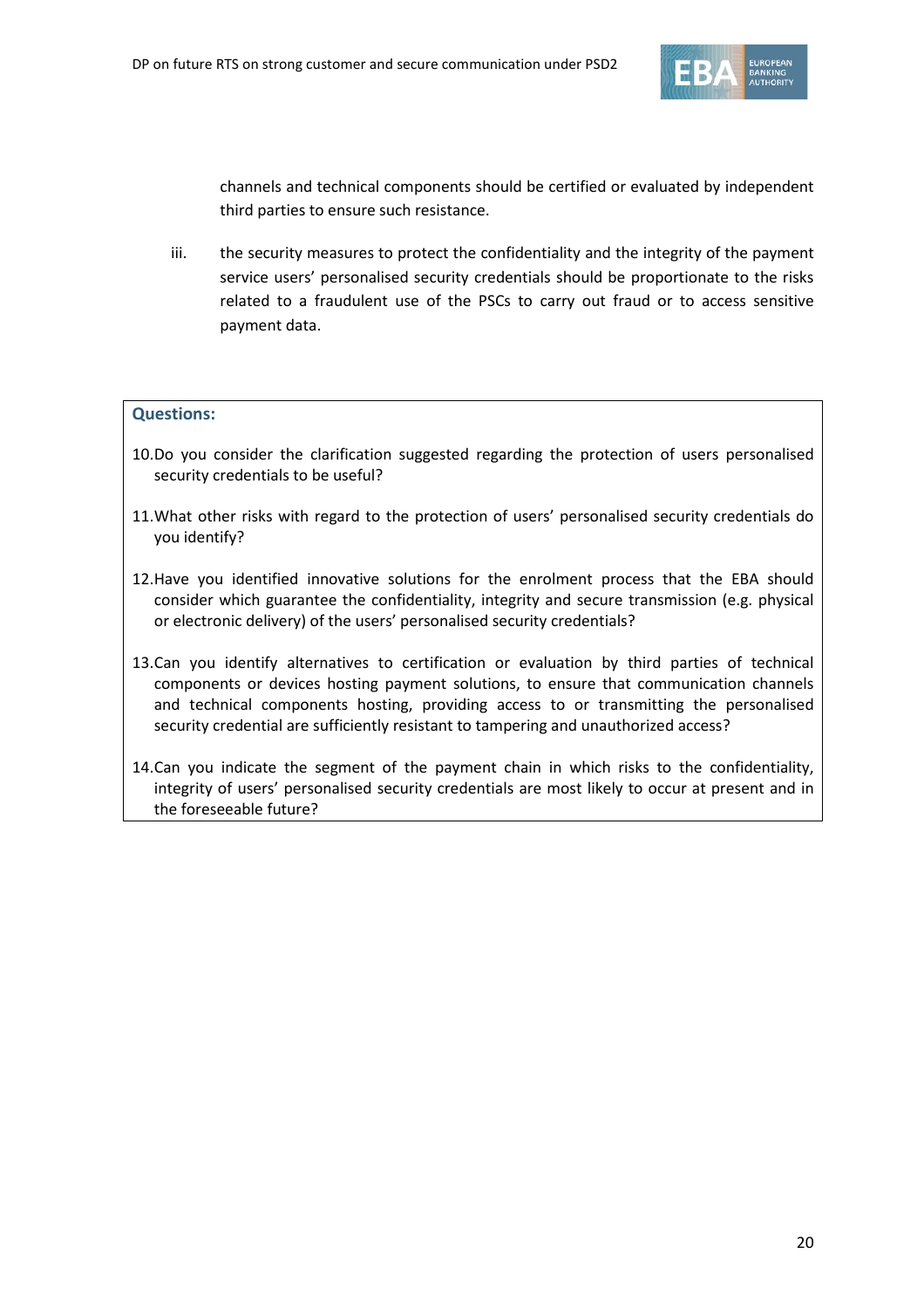channels and technical components should be certified or evaluated by independent third parties to ensure such resistance.

iii. the security measures to protect the confidentiality and the integrity of the payment service users' personalised security credentials should be proportionate to the risks related to a fraudulent use of the PSCs to carry out fraud or to access sensitive payment data.

**Questions:**

10. Do you consider the clarification suggested regarding the protection of users personalised security credentials to be useful?

11. What other risks with regard to the protection of users' personalised security credentials do you identify?

12. Have you identified innovative solutions for the enrolment process that the EBA should consider which guarantee the confidentiality, integrity and secure transmission (e.g. physical or electronic delivery) of the users' personalised security credentials?

13. Can you identify alternatives to certification or evaluation by third parties of technical components or devices hosting payment solutions, to ensure that communication channels and technical components hosting, providing access to or transmitting the personalised security credential are sufficiently resistant to tampering and unauthorized access?

14. Can you indicate the segment of the payment chain in which risks to the confidentiality, integrity of users' personalised security credentials are most likely to occur at present and in the foreseeable future?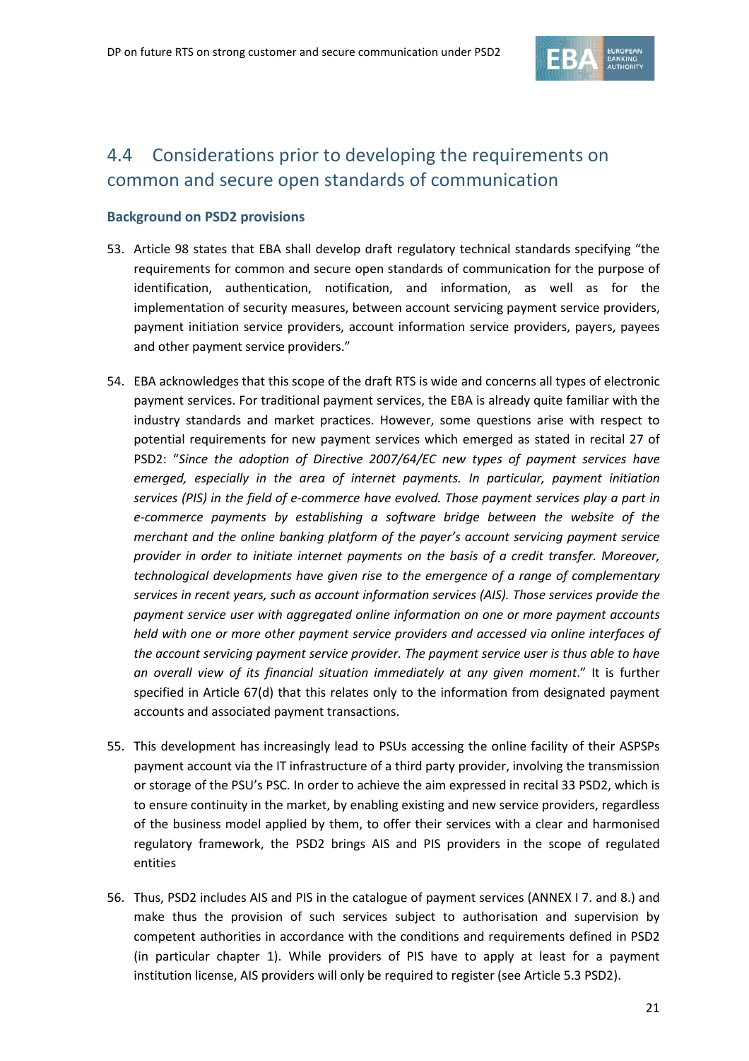## 4.4 Considerations prior to developing the requirements on common and secure open standards of communication

### Background on PSD2 provisions

53. Article 98 states that EBA shall develop draft regulatory technical standards specifying "the requirements for common and secure open standards of communication for the purpose of identification, authentication, notification, and information, as well as for the implementation of security measures, between account servicing payment service providers, payment initiation service providers, account information service providers, payers, payees and other payment service providers."

54. EBA acknowledges that this scope of the draft RTS is wide and concerns all types of electronic payment services. For traditional payment services, the EBA is already quite familiar with the industry standards and market practices. However, some questions arise with respect to potential requirements for new payment services which emerged as stated in recital 27 of PSD2: "*Since the adoption of Directive 2007/64/EC new types of payment services have emerged, especially in the area of internet payments. In particular, payment initiation services (PIS) in the field of e-commerce have evolved. Those payment services play a part in e-commerce payments by establishing a software bridge between the website of the merchant and the online banking platform of the payer's account servicing payment service provider in order to initiate internet payments on the basis of a credit transfer. Moreover, technological developments have given rise to the emergence of a range of complementary services in recent years, such as account information services (AIS). Those services provide the payment service user with aggregated online information on one or more payment accounts held with one or more other payment service providers and accessed via online interfaces of the account servicing payment service provider. The payment service user is thus able to have an overall view of its financial situation immediately at any given moment*." It is further specified in Article 67(d) that this relates only to the information from designated payment accounts and associated payment transactions.

55. This development has increasingly lead to PSUs accessing the online facility of their ASPSPs payment account via the IT infrastructure of a third party provider, involving the transmission or storage of the PSU's PSC. In order to achieve the aim expressed in recital 33 PSD2, which is to ensure continuity in the market, by enabling existing and new service providers, regardless of the business model applied by them, to offer their services with a clear and harmonised regulatory framework, the PSD2 brings AIS and PIS providers in the scope of regulated entities

56. Thus, PSD2 includes AIS and PIS in the catalogue of payment services (ANNEX I 7. and 8.) and make thus the provision of such services subject to authorisation and supervision by competent authorities in accordance with the conditions and requirements defined in PSD2 (in particular chapter 1). While providers of PIS have to apply at least for a payment institution license, AIS providers will only be required to register (see Article 5.3 PSD2).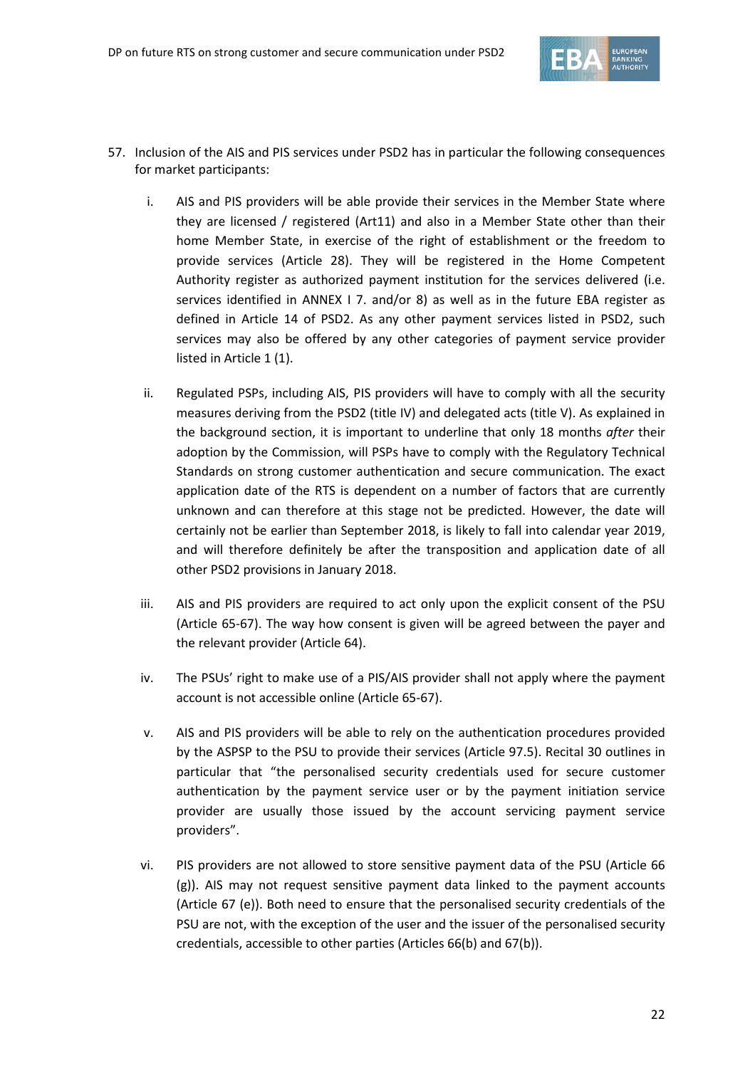57. Inclusion of the AIS and PIS services under PSD2 has in particular the following consequences for market participants:

    i. AIS and PIS providers will be able provide their services in the Member State where they are licensed / registered (Art11) and also in a Member State other than their home Member State, in exercise of the right of establishment or the freedom to provide services (Article 28). They will be registered in the Home Competent Authority register as authorized payment institution for the services delivered (i.e. services identified in ANNEX I 7. and/or 8) as well as in the future EBA register as defined in Article 14 of PSD2. As any other payment services listed in PSD2, such services may also be offered by any other categories of payment service provider listed in Article 1 (1).

    ii. Regulated PSPs, including AIS, PIS providers will have to comply with all the security measures deriving from the PSD2 (title IV) and delegated acts (title V). As explained in the background section, it is important to underline that only 18 months *after* their adoption by the Commission, will PSPs have to comply with the Regulatory Technical Standards on strong customer authentication and secure communication. The exact application date of the RTS is dependent on a number of factors that are currently unknown and can therefore at this stage not be predicted. However, the date will certainly not be earlier than September 2018, is likely to fall into calendar year 2019, and will therefore definitely be after the transposition and application date of all other PSD2 provisions in January 2018.

    iii. AIS and PIS providers are required to act only upon the explicit consent of the PSU (Article 65-67). The way how consent is given will be agreed between the payer and the relevant provider (Article 64).

    iv. The PSUs' right to make use of a PIS/AIS provider shall not apply where the payment account is not accessible online (Article 65-67).

    v. AIS and PIS providers will be able to rely on the authentication procedures provided by the ASPSP to the PSU to provide their services (Article 97.5). Recital 30 outlines in particular that "the personalised security credentials used for secure customer authentication by the payment service user or by the payment initiation service provider are usually those issued by the account servicing payment service providers".

    vi. PIS providers are not allowed to store sensitive payment data of the PSU (Article 66 (g)). AIS may not request sensitive payment data linked to the payment accounts (Article 67 (e)). Both need to ensure that the personalised security credentials of the PSU are not, with the exception of the user and the issuer of the personalised security credentials, accessible to other parties (Articles 66(b) and 67(b)).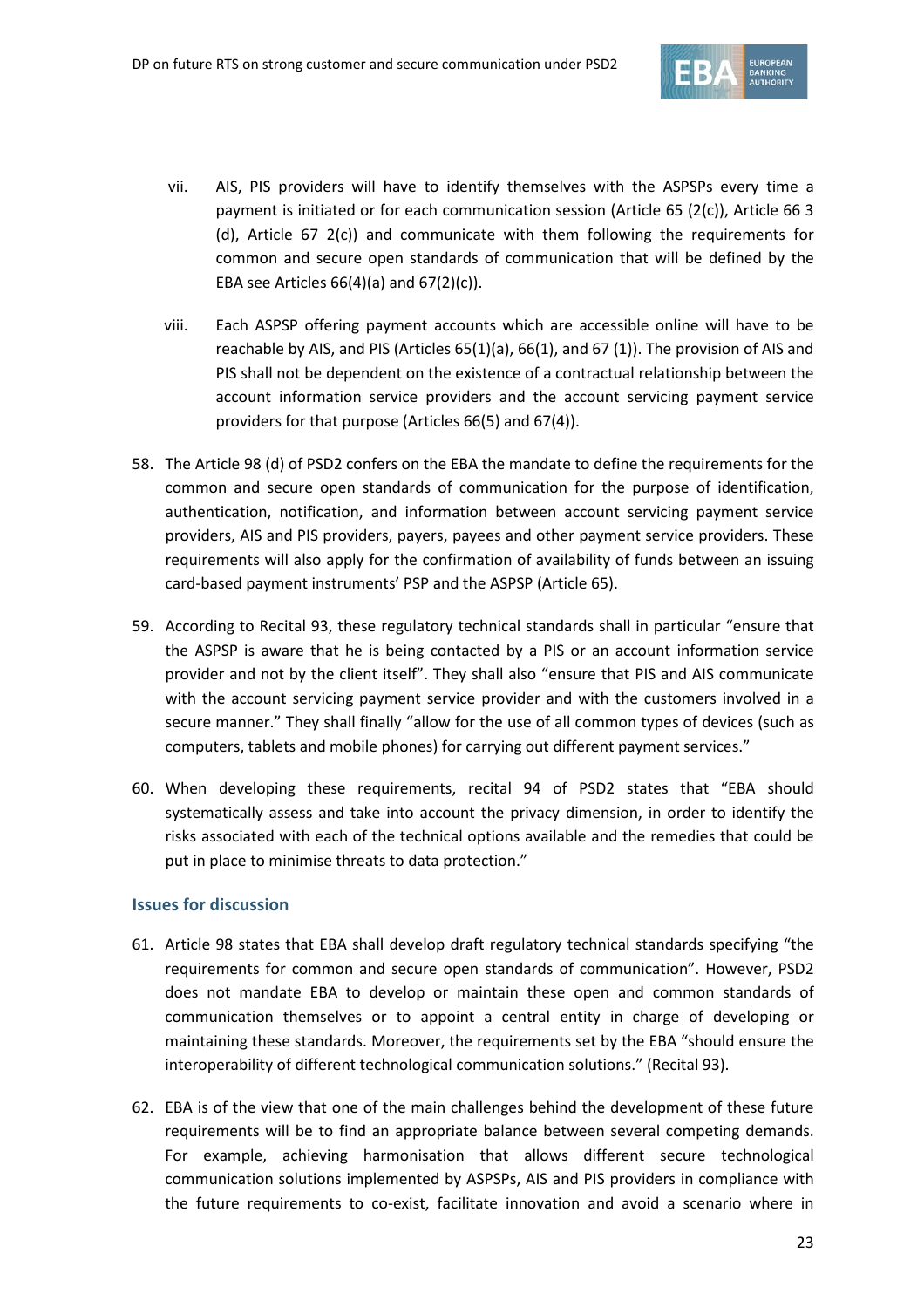vii. AIS, PIS providers will have to identify themselves with the ASPSPs every time a payment is initiated or for each communication session (Article 65 (2(c)), Article 66 3 (d), Article 67 2(c)) and communicate with them following the requirements for common and secure open standards of communication that will be defined by the EBA see Articles 66(4)(a) and 67(2)(c)).

viii. Each ASPSP offering payment accounts which are accessible online will have to be reachable by AIS, and PIS (Articles 65(1)(a), 66(1), and 67 (1)). The provision of AIS and PIS shall not be dependent on the existence of a contractual relationship between the account information service providers and the account servicing payment service providers for that purpose (Articles 66(5) and 67(4)).

58. The Article 98 (d) of PSD2 confers on the EBA the mandate to define the requirements for the common and secure open standards of communication for the purpose of identification, authentication, notification, and information between account servicing payment service providers, AIS and PIS providers, payers, payees and other payment service providers. These requirements will also apply for the confirmation of availability of funds between an issuing card-based payment instruments' PSP and the ASPSP (Article 65).

59. According to Recital 93, these regulatory technical standards shall in particular "ensure that the ASPSP is aware that he is being contacted by a PIS or an account information service provider and not by the client itself". They shall also "ensure that PIS and AIS communicate with the account servicing payment service provider and with the customers involved in a secure manner." They shall finally "allow for the use of all common types of devices (such as computers, tablets and mobile phones) for carrying out different payment services."

60. When developing these requirements, recital 94 of PSD2 states that "EBA should systematically assess and take into account the privacy dimension, in order to identify the risks associated with each of the technical options available and the remedies that could be put in place to minimise threats to data protection."

### Issues for discussion

61. Article 98 states that EBA shall develop draft regulatory technical standards specifying "the requirements for common and secure open standards of communication". However, PSD2 does not mandate EBA to develop or maintain these open and common standards of communication themselves or to appoint a central entity in charge of developing or maintaining these standards. Moreover, the requirements set by the EBA "should ensure the interoperability of different technological communication solutions." (Recital 93).

62. EBA is of the view that one of the main challenges behind the development of these future requirements will be to find an appropriate balance between several competing demands. For example, achieving harmonisation that allows different secure technological communication solutions implemented by ASPSPs, AIS and PIS providers in compliance with the future requirements to co-exist, facilitate innovation and avoid a scenario where in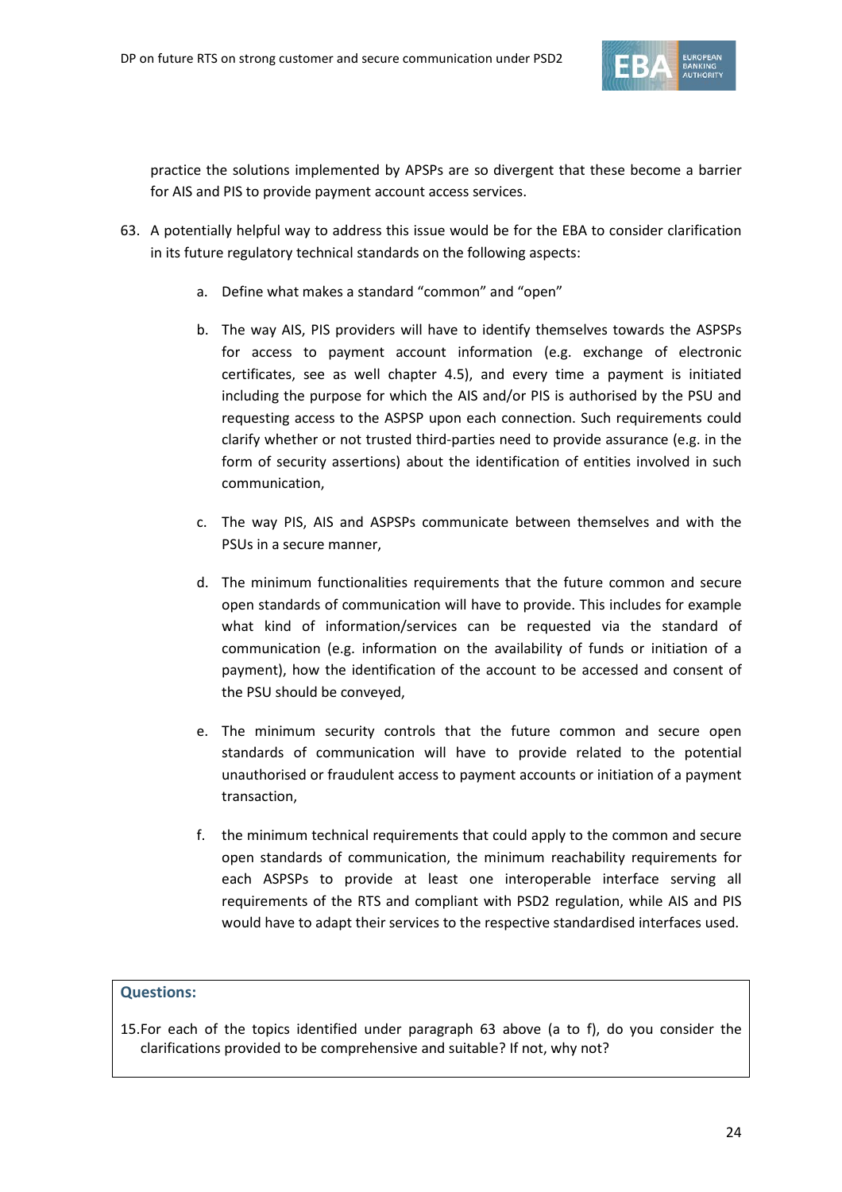practice the solutions implemented by APSPs are so divergent that these become a barrier for AIS and PIS to provide payment account access services.

63. A potentially helpful way to address this issue would be for the EBA to consider clarification in its future regulatory technical standards on the following aspects:

    a. Define what makes a standard "common" and "open"

    b. The way AIS, PIS providers will have to identify themselves towards the ASPSPs for access to payment account information (e.g. exchange of electronic certificates, see as well chapter 4.5), and every time a payment is initiated including the purpose for which the AIS and/or PIS is authorised by the PSU and requesting access to the ASPSP upon each connection. Such requirements could clarify whether or not trusted third-parties need to provide assurance (e.g. in the form of security assertions) about the identification of entities involved in such communication,

    c. The way PIS, AIS and ASPSPs communicate between themselves and with the PSUs in a secure manner,

    d. The minimum functionalities requirements that the future common and secure open standards of communication will have to provide. This includes for example what kind of information/services can be requested via the standard of communication (e.g. information on the availability of funds or initiation of a payment), how the identification of the account to be accessed and consent of the PSU should be conveyed,

    e. The minimum security controls that the future common and secure open standards of communication will have to provide related to the potential unauthorised or fraudulent access to payment accounts or initiation of a payment transaction,

    f. the minimum technical requirements that could apply to the common and secure open standards of communication, the minimum reachability requirements for each ASPSPs to provide at least one interoperable interface serving all requirements of the RTS and compliant with PSD2 regulation, while AIS and PIS would have to adapt their services to the respective standardised interfaces used.

**Questions:**

15. For each of the topics identified under paragraph 63 above (a to f), do you consider the clarifications provided to be comprehensive and suitable? If not, why not?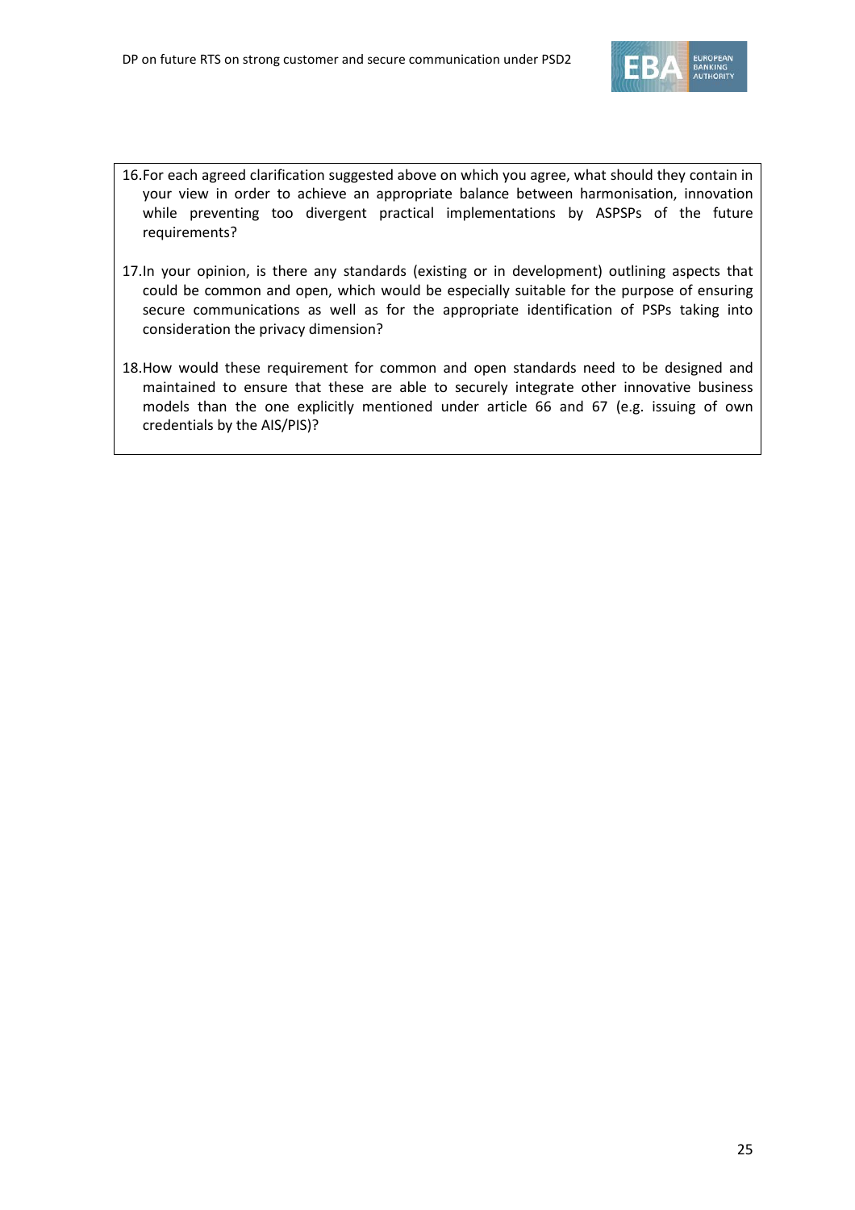16. For each agreed clarification suggested above on which you agree, what should they contain in your view in order to achieve an appropriate balance between harmonisation, innovation while preventing too divergent practical implementations by ASPSPs of the future requirements?

17. In your opinion, is there any standards (existing or in development) outlining aspects that could be common and open, which would be especially suitable for the purpose of ensuring secure communications as well as for the appropriate identification of PSPs taking into consideration the privacy dimension?

18. How would these requirement for common and open standards need to be designed and maintained to ensure that these are able to securely integrate other innovative business models than the one explicitly mentioned under article 66 and 67 (e.g. issuing of own credentials by the AIS/PIS)?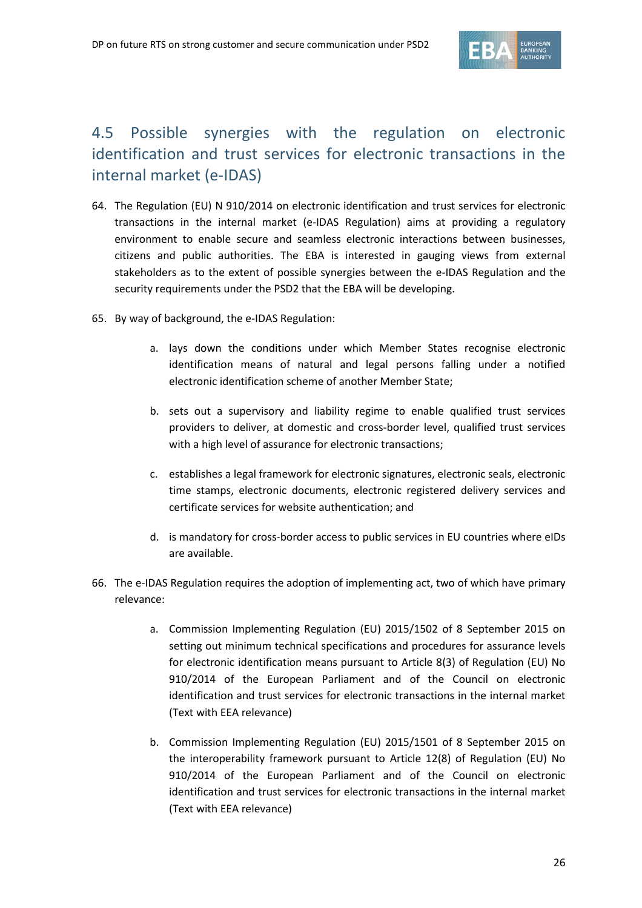## 4.5 Possible synergies with the regulation on electronic identification and trust services for electronic transactions in the internal market (e-IDAS)

64. The Regulation (EU) N 910/2014 on electronic identification and trust services for electronic transactions in the internal market (e-IDAS Regulation) aims at providing a regulatory environment to enable secure and seamless electronic interactions between businesses, citizens and public authorities. The EBA is interested in gauging views from external stakeholders as to the extent of possible synergies between the e-IDAS Regulation and the security requirements under the PSD2 that the EBA will be developing.

65. By way of background, the e-IDAS Regulation:

    a. lays down the conditions under which Member States recognise electronic identification means of natural and legal persons falling under a notified electronic identification scheme of another Member State;

    b. sets out a supervisory and liability regime to enable qualified trust services providers to deliver, at domestic and cross-border level, qualified trust services with a high level of assurance for electronic transactions;

    c. establishes a legal framework for electronic signatures, electronic seals, electronic time stamps, electronic documents, electronic registered delivery services and certificate services for website authentication; and

    d. is mandatory for cross-border access to public services in EU countries where eIDs are available.

66. The e-IDAS Regulation requires the adoption of implementing act, two of which have primary relevance:

    a. Commission Implementing Regulation (EU) 2015/1502 of 8 September 2015 on setting out minimum technical specifications and procedures for assurance levels for electronic identification means pursuant to Article 8(3) of Regulation (EU) No 910/2014 of the European Parliament and of the Council on electronic identification and trust services for electronic transactions in the internal market (Text with EEA relevance)

    b. Commission Implementing Regulation (EU) 2015/1501 of 8 September 2015 on the interoperability framework pursuant to Article 12(8) of Regulation (EU) No 910/2014 of the European Parliament and of the Council on electronic identification and trust services for electronic transactions in the internal market (Text with EEA relevance)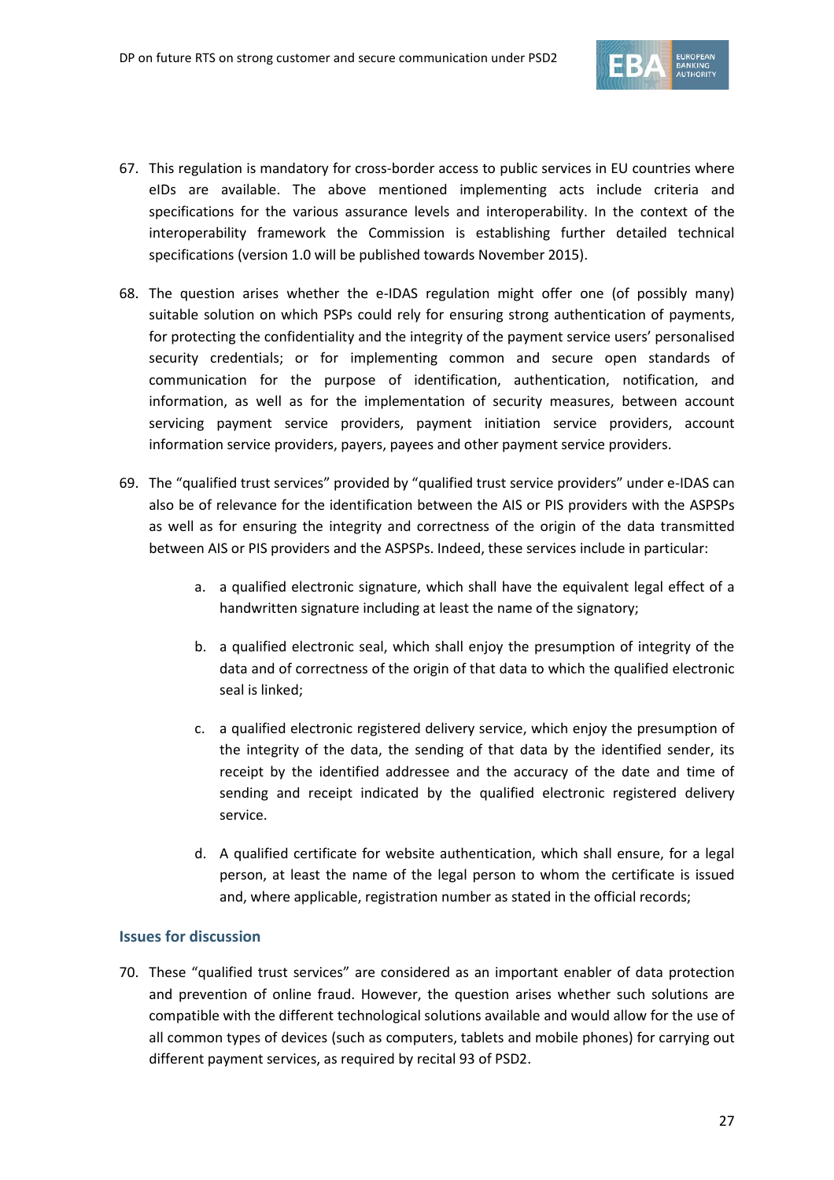67. This regulation is mandatory for cross-border access to public services in EU countries where eIDs are available. The above mentioned implementing acts include criteria and specifications for the various assurance levels and interoperability. In the context of the interoperability framework the Commission is establishing further detailed technical specifications (version 1.0 will be published towards November 2015).

68. The question arises whether the e-IDAS regulation might offer one (of possibly many) suitable solution on which PSPs could rely for ensuring strong authentication of payments, for protecting the confidentiality and the integrity of the payment service users' personalised security credentials; or for implementing common and secure open standards of communication for the purpose of identification, authentication, notification, and information, as well as for the implementation of security measures, between account servicing payment service providers, payment initiation service providers, account information service providers, payers, payees and other payment service providers.

69. The "qualified trust services" provided by "qualified trust service providers" under e-IDAS can also be of relevance for the identification between the AIS or PIS providers with the ASPSPs as well as for ensuring the integrity and correctness of the origin of the data transmitted between AIS or PIS providers and the ASPSPs. Indeed, these services include in particular:

    a. a qualified electronic signature, which shall have the equivalent legal effect of a handwritten signature including at least the name of the signatory;

    b. a qualified electronic seal, which shall enjoy the presumption of integrity of the data and of correctness of the origin of that data to which the qualified electronic seal is linked;

    c. a qualified electronic registered delivery service, which enjoy the presumption of the integrity of the data, the sending of that data by the identified sender, its receipt by the identified addressee and the accuracy of the date and time of sending and receipt indicated by the qualified electronic registered delivery service.

    d. A qualified certificate for website authentication, which shall ensure, for a legal person, at least the name of the legal person to whom the certificate is issued and, where applicable, registration number as stated in the official records;

### Issues for discussion

70. These "qualified trust services" are considered as an important enabler of data protection and prevention of online fraud. However, the question arises whether such solutions are compatible with the different technological solutions available and would allow for the use of all common types of devices (such as computers, tablets and mobile phones) for carrying out different payment services, as required by recital 93 of PSD2.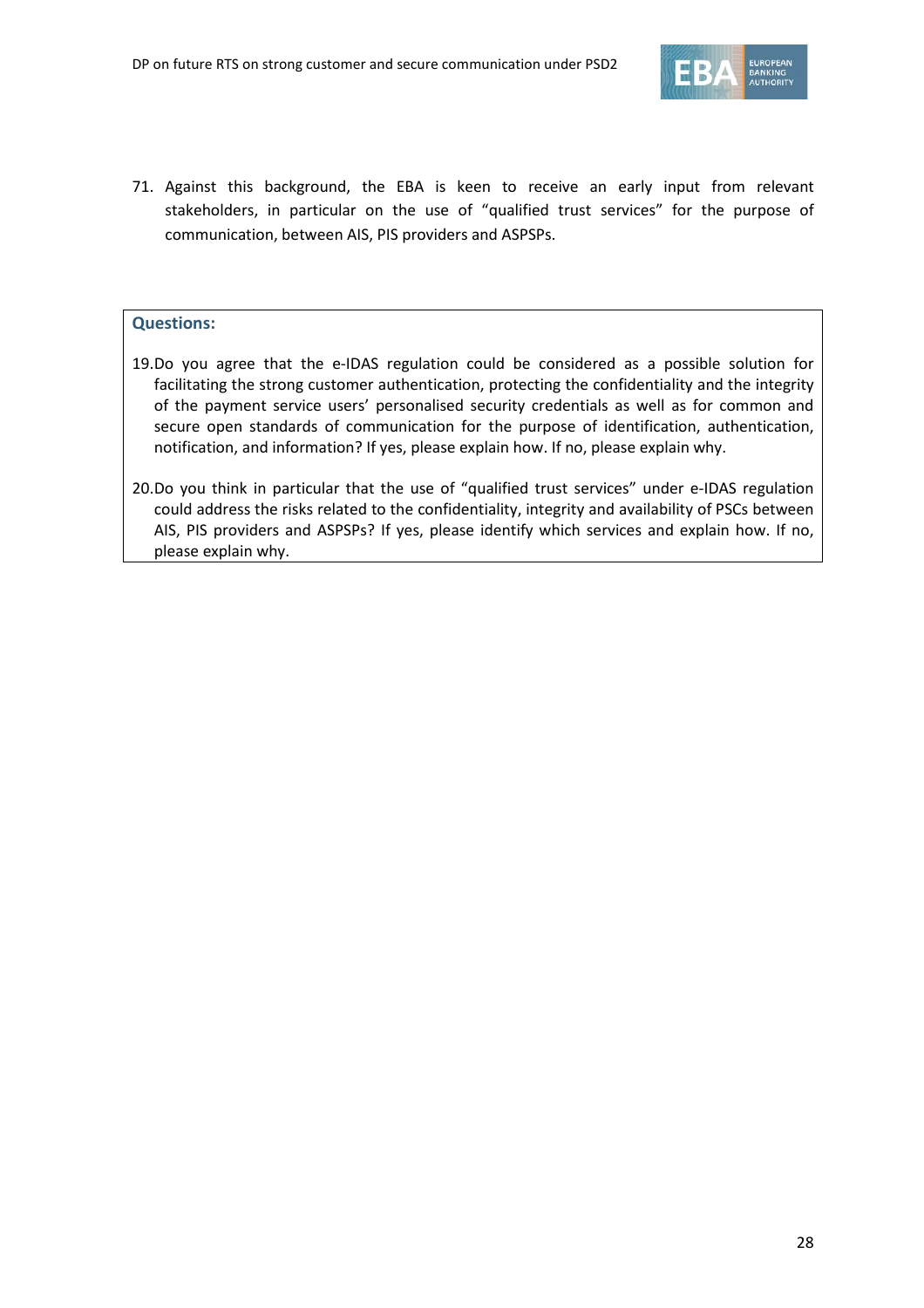71. Against this background, the EBA is keen to receive an early input from relevant stakeholders, in particular on the use of "qualified trust services" for the purpose of communication, between AIS, PIS providers and ASPSPs.

**Questions:**

19. Do you agree that the e-IDAS regulation could be considered as a possible solution for facilitating the strong customer authentication, protecting the confidentiality and the integrity of the payment service users' personalised security credentials as well as for common and secure open standards of communication for the purpose of identification, authentication, notification, and information? If yes, please explain how. If no, please explain why.

20. Do you think in particular that the use of "qualified trust services" under e-IDAS regulation could address the risks related to the confidentiality, integrity and availability of PSCs between AIS, PIS providers and ASPSPs? If yes, please identify which services and explain how. If no, please explain why.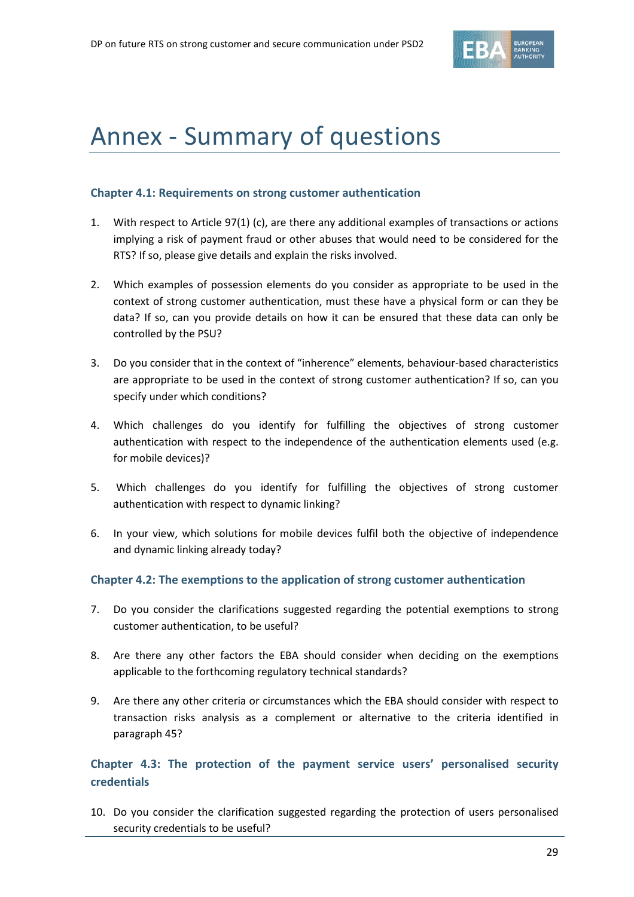# Annex - Summary of questions

### Chapter 4.1: Requirements on strong customer authentication

1. With respect to Article 97(1) (c), are there any additional examples of transactions or actions implying a risk of payment fraud or other abuses that would need to be considered for the RTS? If so, please give details and explain the risks involved.

2. Which examples of possession elements do you consider as appropriate to be used in the context of strong customer authentication, must these have a physical form or can they be data? If so, can you provide details on how it can be ensured that these data can only be controlled by the PSU?

3. Do you consider that in the context of "inherence" elements, behaviour-based characteristics are appropriate to be used in the context of strong customer authentication? If so, can you specify under which conditions?

4. Which challenges do you identify for fulfilling the objectives of strong customer authentication with respect to the independence of the authentication elements used (e.g. for mobile devices)?

5. Which challenges do you identify for fulfilling the objectives of strong customer authentication with respect to dynamic linking?

6. In your view, which solutions for mobile devices fulfil both the objective of independence and dynamic linking already today?

### Chapter 4.2: The exemptions to the application of strong customer authentication

7. Do you consider the clarifications suggested regarding the potential exemptions to strong customer authentication, to be useful?

8. Are there any other factors the EBA should consider when deciding on the exemptions applicable to the forthcoming regulatory technical standards?

9. Are there any other criteria or circumstances which the EBA should consider with respect to transaction risks analysis as a complement or alternative to the criteria identified in paragraph 45?

### Chapter 4.3: The protection of the payment service users' personalised security credentials

10. Do you consider the clarification suggested regarding the protection of users personalised security credentials to be useful?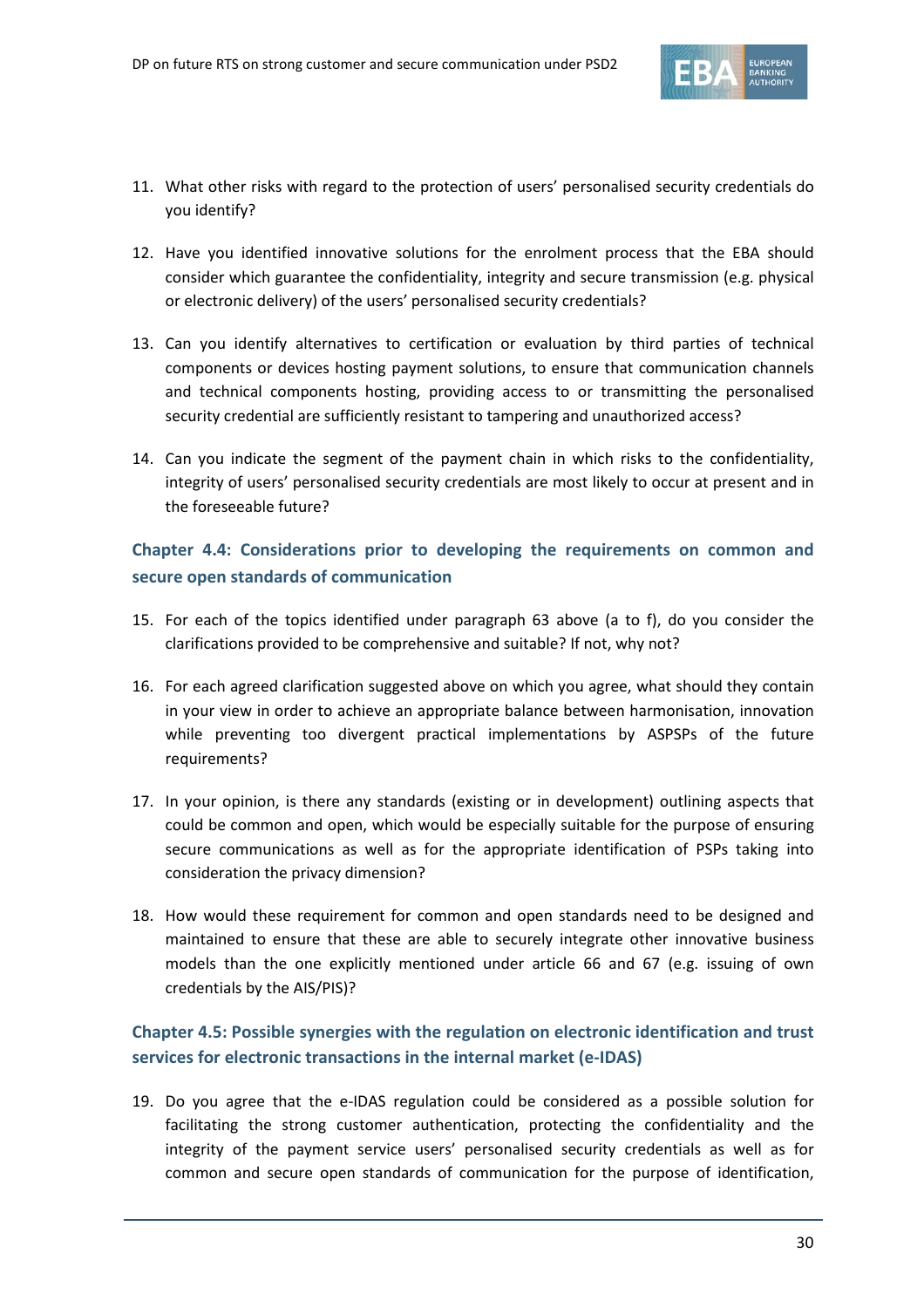11. What other risks with regard to the protection of users' personalised security credentials do you identify?

12. Have you identified innovative solutions for the enrolment process that the EBA should consider which guarantee the confidentiality, integrity and secure transmission (e.g. physical or electronic delivery) of the users' personalised security credentials?

13. Can you identify alternatives to certification or evaluation by third parties of technical components or devices hosting payment solutions, to ensure that communication channels and technical components hosting, providing access to or transmitting the personalised security credential are sufficiently resistant to tampering and unauthorized access?

14. Can you indicate the segment of the payment chain in which risks to the confidentiality, integrity of users' personalised security credentials are most likely to occur at present and in the foreseeable future?

### Chapter 4.4: Considerations prior to developing the requirements on common and secure open standards of communication

15. For each of the topics identified under paragraph 63 above (a to f), do you consider the clarifications provided to be comprehensive and suitable? If not, why not?

16. For each agreed clarification suggested above on which you agree, what should they contain in your view in order to achieve an appropriate balance between harmonisation, innovation while preventing too divergent practical implementations by ASPSPs of the future requirements?

17. In your opinion, is there any standards (existing or in development) outlining aspects that could be common and open, which would be especially suitable for the purpose of ensuring secure communications as well as for the appropriate identification of PSPs taking into consideration the privacy dimension?

18. How would these requirement for common and open standards need to be designed and maintained to ensure that these are able to securely integrate other innovative business models than the one explicitly mentioned under article 66 and 67 (e.g. issuing of own credentials by the AIS/PIS)?

### Chapter 4.5: Possible synergies with the regulation on electronic identification and trust services for electronic transactions in the internal market (e-IDAS)

19. Do you agree that the e-IDAS regulation could be considered as a possible solution for facilitating the strong customer authentication, protecting the confidentiality and the integrity of the payment service users' personalised security credentials as well as for common and secure open standards of communication for the purpose of identification,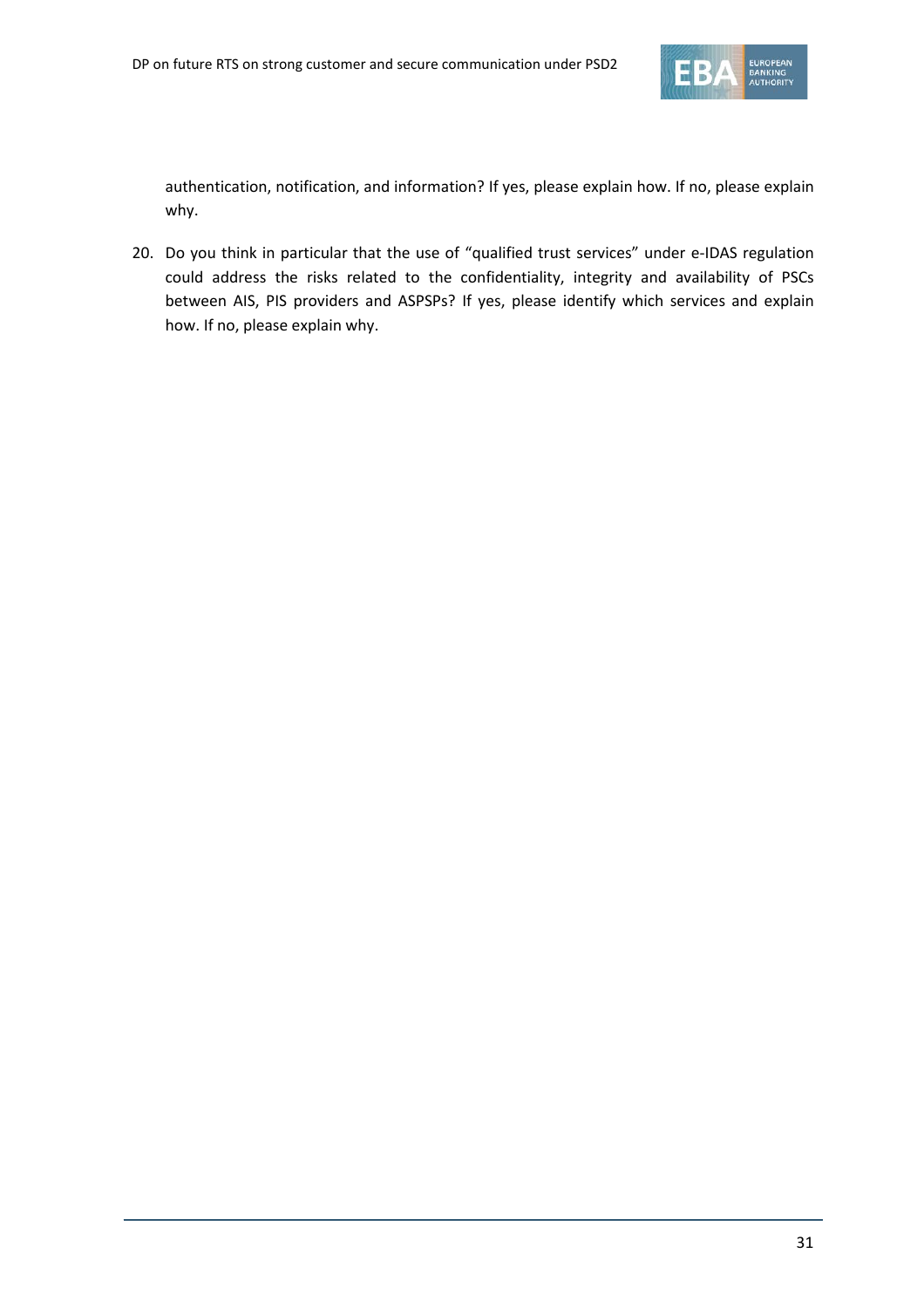authentication, notification, and information? If yes, please explain how. If no, please explain why.

20. Do you think in particular that the use of "qualified trust services" under e-IDAS regulation could address the risks related to the confidentiality, integrity and availability of PSCs between AIS, PIS providers and ASPSPs? If yes, please identify which services and explain how. If no, please explain why.